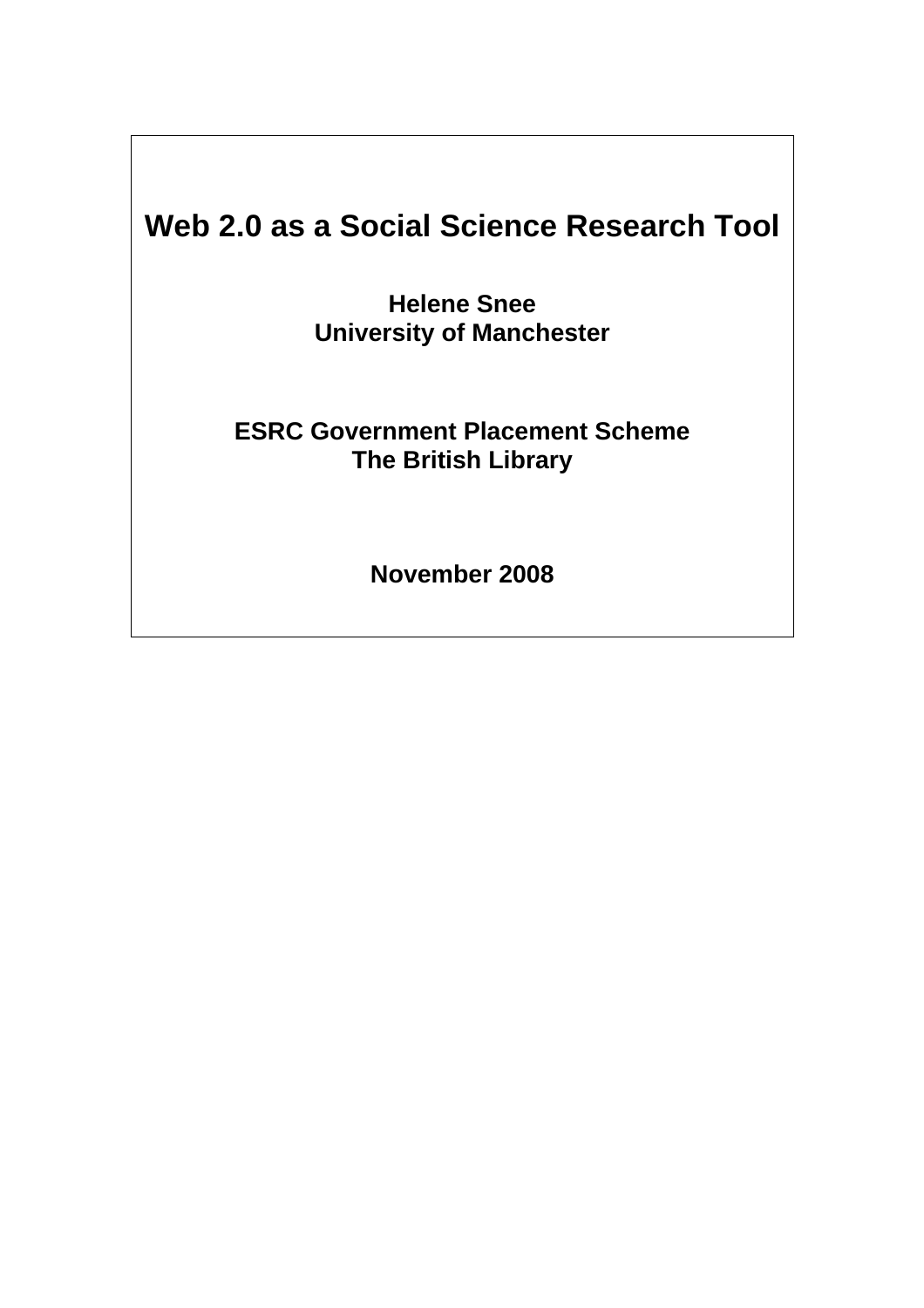# Web 2.0 as a Social Science Research Tool

**Helene Snee**
**University of Manchester**

**ESRC Government Placement Scheme**
**The British Library**

**November 2008**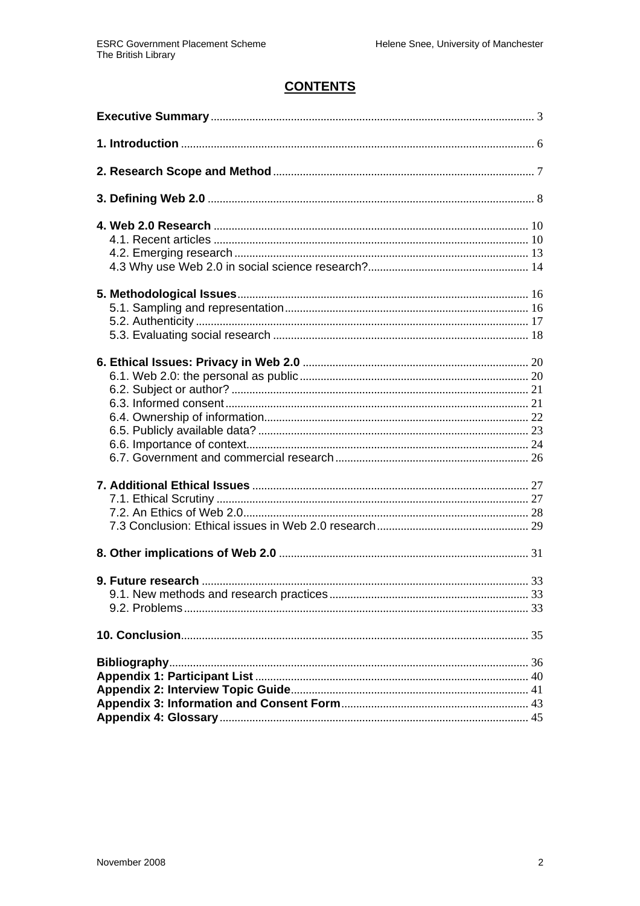# CONTENTS

**Executive Summary** ... 3

**1. Introduction** ... 6

**2. Research Scope and Method** ... 7

**3. Defining Web 2.0** ... 8

**4. Web 2.0 Research** ... 10
- 4.1. Recent articles ... 10
- 4.2. Emerging research ... 13
- 4.3 Why use Web 2.0 in social science research? ... 14

**5. Methodological Issues** ... 16
- 5.1. Sampling and representation ... 16
- 5.2. Authenticity ... 17
- 5.3. Evaluating social research ... 18

**6. Ethical Issues: Privacy in Web 2.0** ... 20
- 6.1. Web 2.0: the personal as public ... 20
- 6.2. Subject or author? ... 21
- 6.3. Informed consent ... 21
- 6.4. Ownership of information ... 22
- 6.5. Publicly available data? ... 23
- 6.6. Importance of context ... 24
- 6.7. Government and commercial research ... 26

**7. Additional Ethical Issues** ... 27
- 7.1. Ethical Scrutiny ... 27
- 7.2. An Ethics of Web 2.0 ... 28
- 7.3 Conclusion: Ethical issues in Web 2.0 research ... 29

**8. Other implications of Web 2.0** ... 31

**9. Future research** ... 33
- 9.1. New methods and research practices ... 33
- 9.2. Problems ... 33

**10. Conclusion** ... 35

**Bibliography** ... 36
**Appendix 1: Participant List** ... 40
**Appendix 2: Interview Topic Guide** ... 41
**Appendix 3: Information and Consent Form** ... 43
**Appendix 4: Glossary** ... 45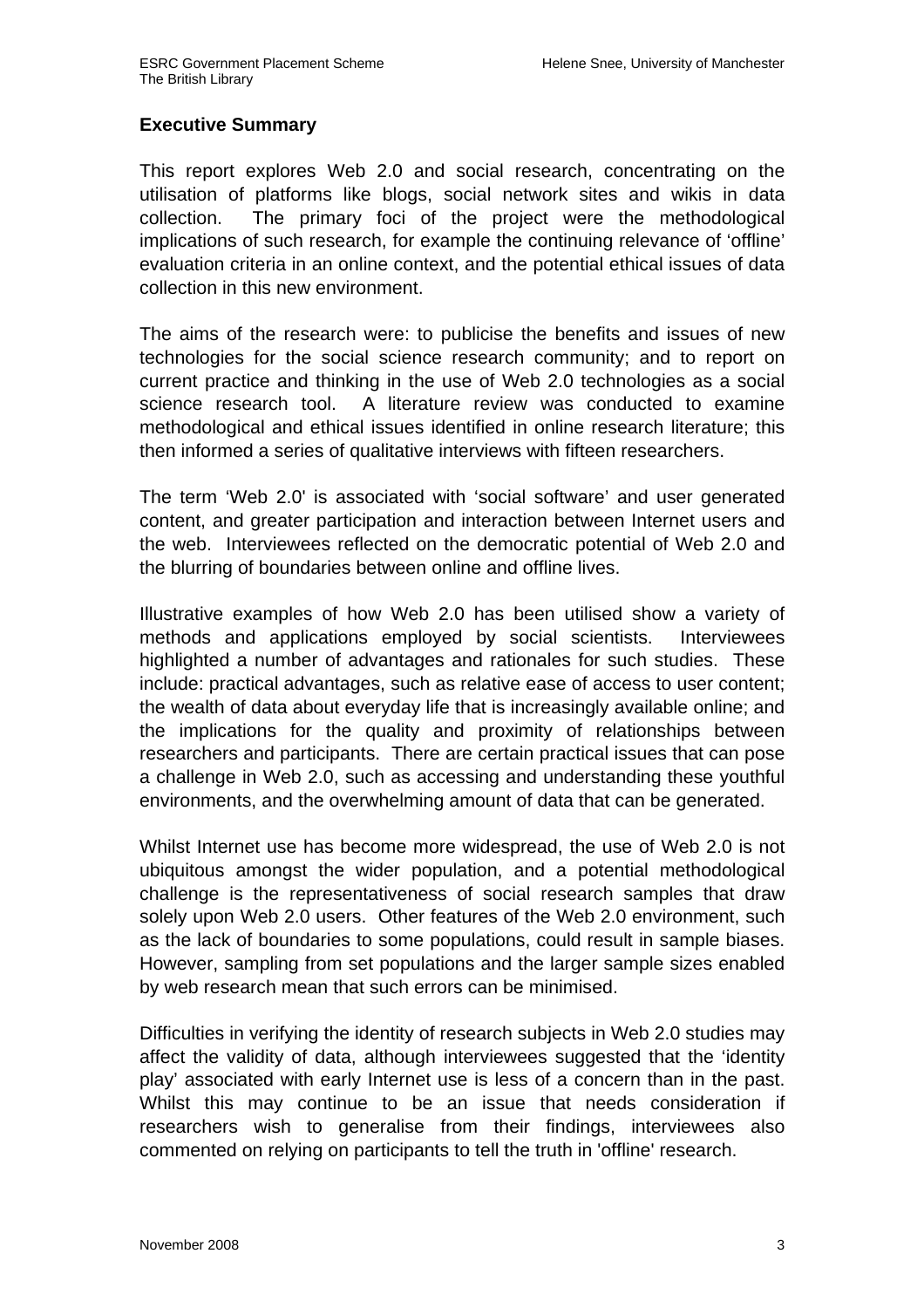## Executive Summary

This report explores Web 2.0 and social research, concentrating on the utilisation of platforms like blogs, social network sites and wikis in data collection. The primary foci of the project were the methodological implications of such research, for example the continuing relevance of 'offline' evaluation criteria in an online context, and the potential ethical issues of data collection in this new environment.

The aims of the research were: to publicise the benefits and issues of new technologies for the social science research community; and to report on current practice and thinking in the use of Web 2.0 technologies as a social science research tool. A literature review was conducted to examine methodological and ethical issues identified in online research literature; this then informed a series of qualitative interviews with fifteen researchers.

The term 'Web 2.0' is associated with 'social software' and user generated content, and greater participation and interaction between Internet users and the web. Interviewees reflected on the democratic potential of Web 2.0 and the blurring of boundaries between online and offline lives.

Illustrative examples of how Web 2.0 has been utilised show a variety of methods and applications employed by social scientists. Interviewees highlighted a number of advantages and rationales for such studies. These include: practical advantages, such as relative ease of access to user content; the wealth of data about everyday life that is increasingly available online; and the implications for the quality and proximity of relationships between researchers and participants. There are certain practical issues that can pose a challenge in Web 2.0, such as accessing and understanding these youthful environments, and the overwhelming amount of data that can be generated.

Whilst Internet use has become more widespread, the use of Web 2.0 is not ubiquitous amongst the wider population, and a potential methodological challenge is the representativeness of social research samples that draw solely upon Web 2.0 users. Other features of the Web 2.0 environment, such as the lack of boundaries to some populations, could result in sample biases. However, sampling from set populations and the larger sample sizes enabled by web research mean that such errors can be minimised.

Difficulties in verifying the identity of research subjects in Web 2.0 studies may affect the validity of data, although interviewees suggested that the 'identity play' associated with early Internet use is less of a concern than in the past. Whilst this may continue to be an issue that needs consideration if researchers wish to generalise from their findings, interviewees also commented on relying on participants to tell the truth in 'offline' research.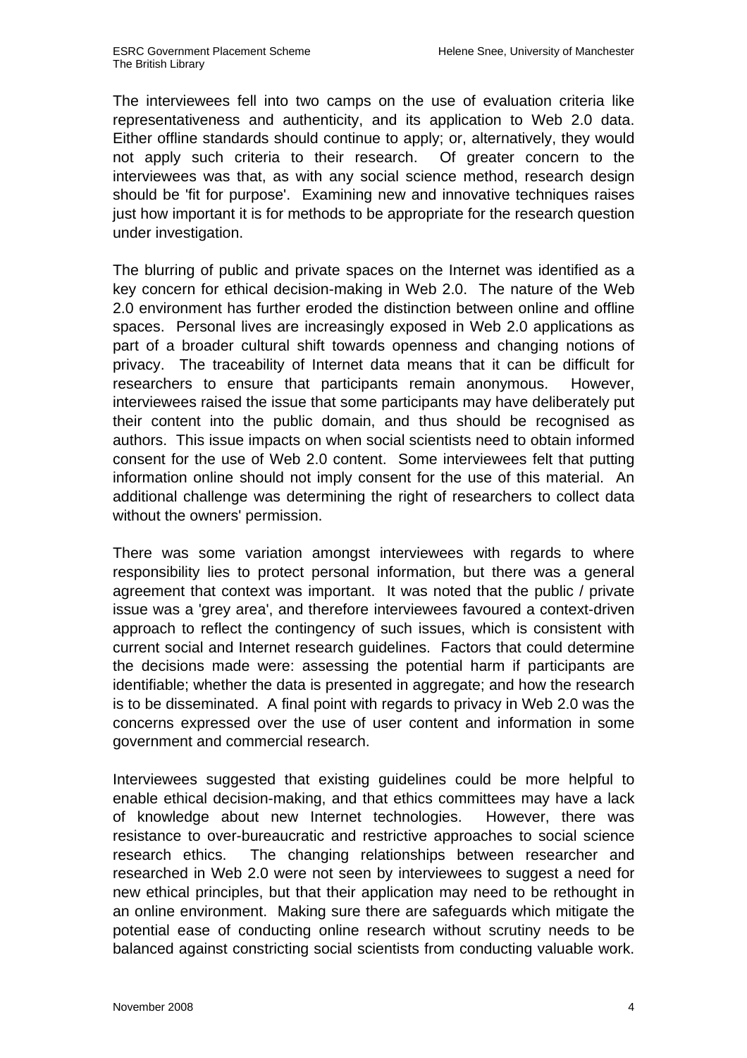The interviewees fell into two camps on the use of evaluation criteria like representativeness and authenticity, and its application to Web 2.0 data. Either offline standards should continue to apply; or, alternatively, they would not apply such criteria to their research. Of greater concern to the interviewees was that, as with any social science method, research design should be 'fit for purpose'. Examining new and innovative techniques raises just how important it is for methods to be appropriate for the research question under investigation.

The blurring of public and private spaces on the Internet was identified as a key concern for ethical decision-making in Web 2.0. The nature of the Web 2.0 environment has further eroded the distinction between online and offline spaces. Personal lives are increasingly exposed in Web 2.0 applications as part of a broader cultural shift towards openness and changing notions of privacy. The traceability of Internet data means that it can be difficult for researchers to ensure that participants remain anonymous. However, interviewees raised the issue that some participants may have deliberately put their content into the public domain, and thus should be recognised as authors. This issue impacts on when social scientists need to obtain informed consent for the use of Web 2.0 content. Some interviewees felt that putting information online should not imply consent for the use of this material. An additional challenge was determining the right of researchers to collect data without the owners' permission.

There was some variation amongst interviewees with regards to where responsibility lies to protect personal information, but there was a general agreement that context was important. It was noted that the public / private issue was a 'grey area', and therefore interviewees favoured a context-driven approach to reflect the contingency of such issues, which is consistent with current social and Internet research guidelines. Factors that could determine the decisions made were: assessing the potential harm if participants are identifiable; whether the data is presented in aggregate; and how the research is to be disseminated. A final point with regards to privacy in Web 2.0 was the concerns expressed over the use of user content and information in some government and commercial research.

Interviewees suggested that existing guidelines could be more helpful to enable ethical decision-making, and that ethics committees may have a lack of knowledge about new Internet technologies. However, there was resistance to over-bureaucratic and restrictive approaches to social science research ethics. The changing relationships between researcher and researched in Web 2.0 were not seen by interviewees to suggest a need for new ethical principles, but that their application may need to be rethought in an online environment. Making sure there are safeguards which mitigate the potential ease of conducting online research without scrutiny needs to be balanced against constricting social scientists from conducting valuable work.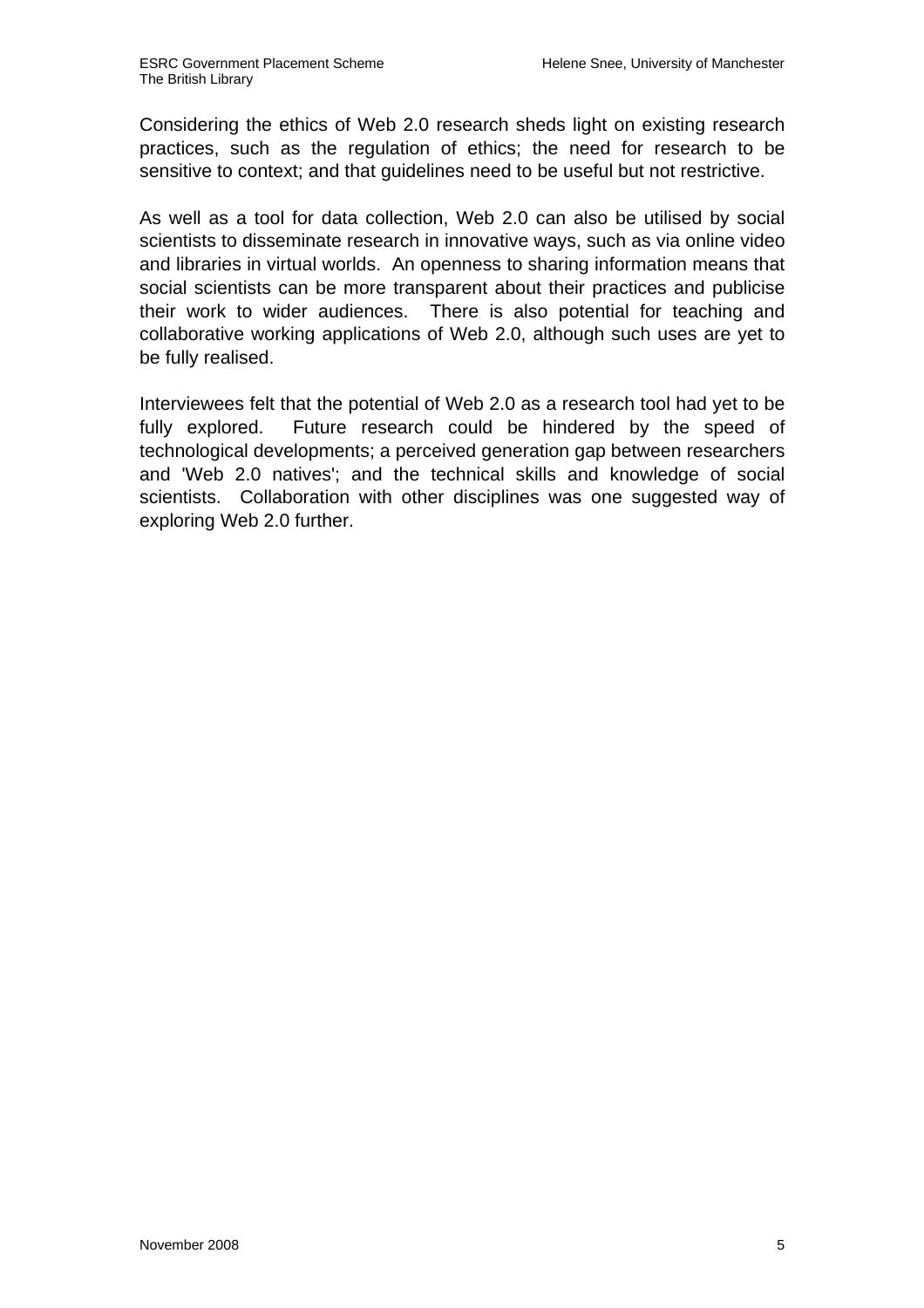Considering the ethics of Web 2.0 research sheds light on existing research practices, such as the regulation of ethics; the need for research to be sensitive to context; and that guidelines need to be useful but not restrictive.

As well as a tool for data collection, Web 2.0 can also be utilised by social scientists to disseminate research in innovative ways, such as via online video and libraries in virtual worlds. An openness to sharing information means that social scientists can be more transparent about their practices and publicise their work to wider audiences. There is also potential for teaching and collaborative working applications of Web 2.0, although such uses are yet to be fully realised.

Interviewees felt that the potential of Web 2.0 as a research tool had yet to be fully explored. Future research could be hindered by the speed of technological developments; a perceived generation gap between researchers and 'Web 2.0 natives'; and the technical skills and knowledge of social scientists. Collaboration with other disciplines was one suggested way of exploring Web 2.0 further.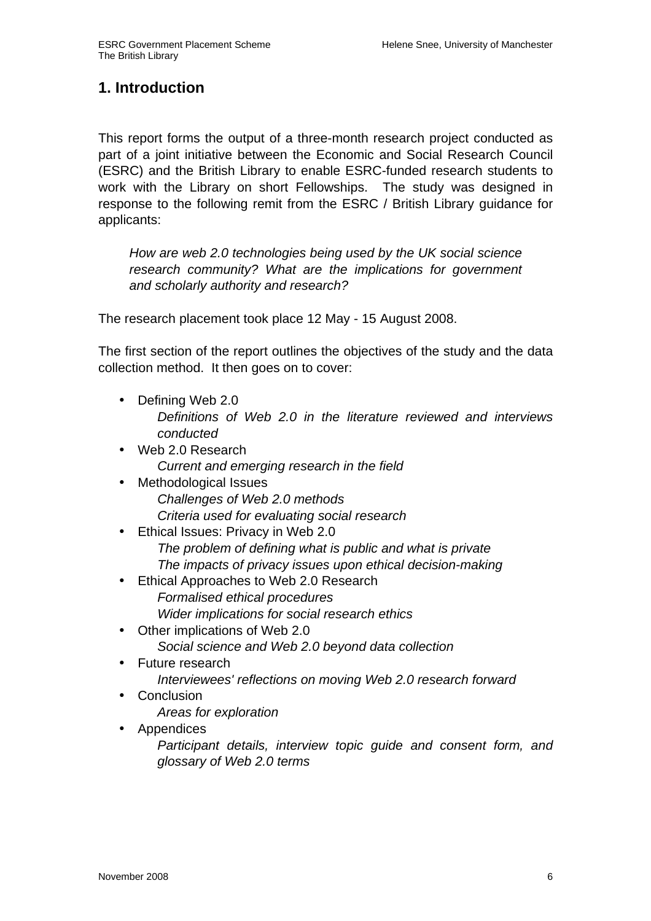# 1. Introduction

This report forms the output of a three-month research project conducted as part of a joint initiative between the Economic and Social Research Council (ESRC) and the British Library to enable ESRC-funded research students to work with the Library on short Fellowships. The study was designed in response to the following remit from the ESRC / British Library guidance for applicants:

> *How are web 2.0 technologies being used by the UK social science research community? What are the implications for government and scholarly authority and research?*

The research placement took place 12 May - 15 August 2008.

The first section of the report outlines the objectives of the study and the data collection method. It then goes on to cover:

- Defining Web 2.0
  *Definitions of Web 2.0 in the literature reviewed and interviews conducted*
- Web 2.0 Research
  *Current and emerging research in the field*
- Methodological Issues
  *Challenges of Web 2.0 methods*
  *Criteria used for evaluating social research*
- Ethical Issues: Privacy in Web 2.0
  *The problem of defining what is public and what is private*
  *The impacts of privacy issues upon ethical decision-making*
- Ethical Approaches to Web 2.0 Research
  *Formalised ethical procedures*
  *Wider implications for social research ethics*
- Other implications of Web 2.0
  *Social science and Web 2.0 beyond data collection*
- Future research
  *Interviewees' reflections on moving Web 2.0 research forward*
- Conclusion
  *Areas for exploration*
- Appendices
  *Participant details, interview topic guide and consent form, and glossary of Web 2.0 terms*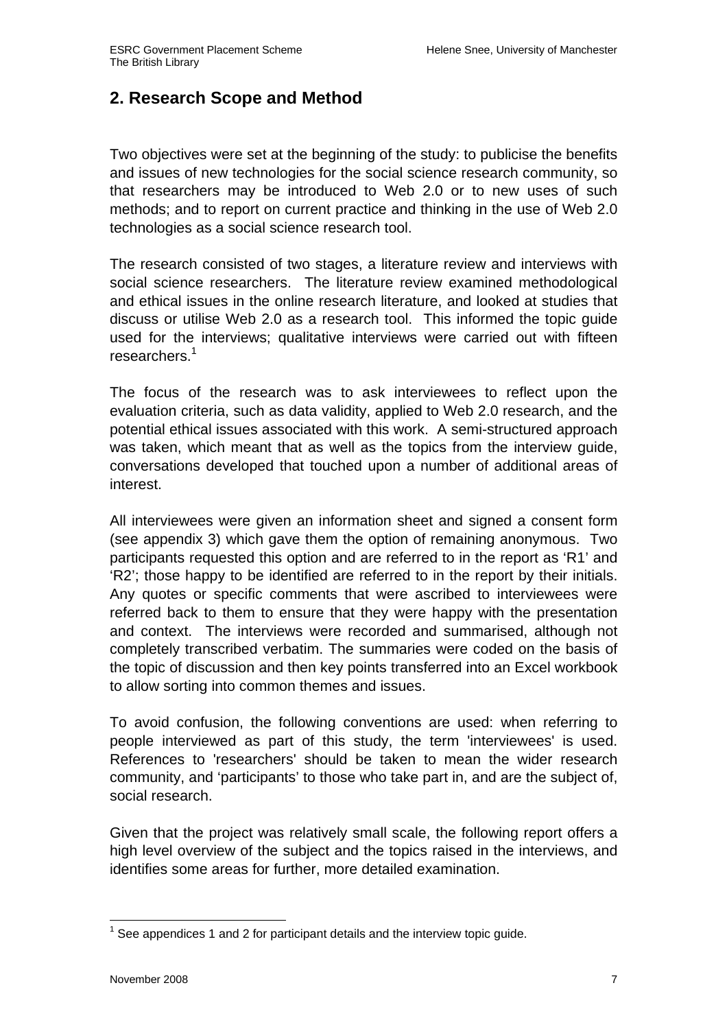## 2. Research Scope and Method

Two objectives were set at the beginning of the study: to publicise the benefits and issues of new technologies for the social science research community, so that researchers may be introduced to Web 2.0 or to new uses of such methods; and to report on current practice and thinking in the use of Web 2.0 technologies as a social science research tool.

The research consisted of two stages, a literature review and interviews with social science researchers. The literature review examined methodological and ethical issues in the online research literature, and looked at studies that discuss or utilise Web 2.0 as a research tool. This informed the topic guide used for the interviews; qualitative interviews were carried out with fifteen researchers.[1]

The focus of the research was to ask interviewees to reflect upon the evaluation criteria, such as data validity, applied to Web 2.0 research, and the potential ethical issues associated with this work. A semi-structured approach was taken, which meant that as well as the topics from the interview guide, conversations developed that touched upon a number of additional areas of interest.

All interviewees were given an information sheet and signed a consent form (see appendix 3) which gave them the option of remaining anonymous. Two participants requested this option and are referred to in the report as 'R1' and 'R2'; those happy to be identified are referred to in the report by their initials. Any quotes or specific comments that were ascribed to interviewees were referred back to them to ensure that they were happy with the presentation and context. The interviews were recorded and summarised, although not completely transcribed verbatim. The summaries were coded on the basis of the topic of discussion and then key points transferred into an Excel workbook to allow sorting into common themes and issues.

To avoid confusion, the following conventions are used: when referring to people interviewed as part of this study, the term 'interviewees' is used. References to 'researchers' should be taken to mean the wider research community, and 'participants' to those who take part in, and are the subject of, social research.

Given that the project was relatively small scale, the following report offers a high level overview of the subject and the topics raised in the interviews, and identifies some areas for further, more detailed examination.

[1] See appendices 1 and 2 for participant details and the interview topic guide.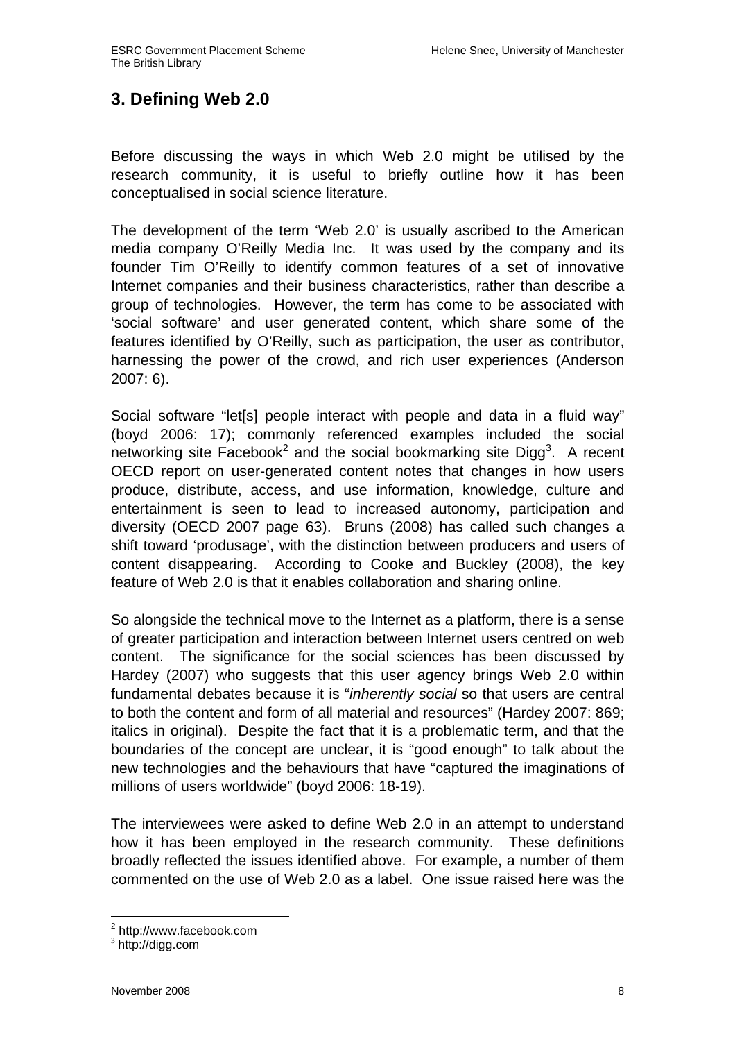## 3. Defining Web 2.0

Before discussing the ways in which Web 2.0 might be utilised by the research community, it is useful to briefly outline how it has been conceptualised in social science literature.

The development of the term 'Web 2.0' is usually ascribed to the American media company O'Reilly Media Inc. It was used by the company and its founder Tim O'Reilly to identify common features of a set of innovative Internet companies and their business characteristics, rather than describe a group of technologies. However, the term has come to be associated with 'social software' and user generated content, which share some of the features identified by O'Reilly, such as participation, the user as contributor, harnessing the power of the crowd, and rich user experiences (Anderson 2007: 6).

Social software "let[s] people interact with people and data in a fluid way" (boyd 2006: 17); commonly referenced examples included the social networking site Facebook[2] and the social bookmarking site Digg[3]. A recent OECD report on user-generated content notes that changes in how users produce, distribute, access, and use information, knowledge, culture and entertainment is seen to lead to increased autonomy, participation and diversity (OECD 2007 page 63). Bruns (2008) has called such changes a shift toward 'produsage', with the distinction between producers and users of content disappearing. According to Cooke and Buckley (2008), the key feature of Web 2.0 is that it enables collaboration and sharing online.

So alongside the technical move to the Internet as a platform, there is a sense of greater participation and interaction between Internet users centred on web content. The significance for the social sciences has been discussed by Hardey (2007) who suggests that this user agency brings Web 2.0 within fundamental debates because it is "*inherently social* so that users are central to both the content and form of all material and resources" (Hardey 2007: 869; italics in original). Despite the fact that it is a problematic term, and that the boundaries of the concept are unclear, it is "good enough" to talk about the new technologies and the behaviours that have "captured the imaginations of millions of users worldwide" (boyd 2006: 18-19).

The interviewees were asked to define Web 2.0 in an attempt to understand how it has been employed in the research community. These definitions broadly reflected the issues identified above. For example, a number of them commented on the use of Web 2.0 as a label. One issue raised here was the

---

[2] http://www.facebook.com

[3] http://digg.com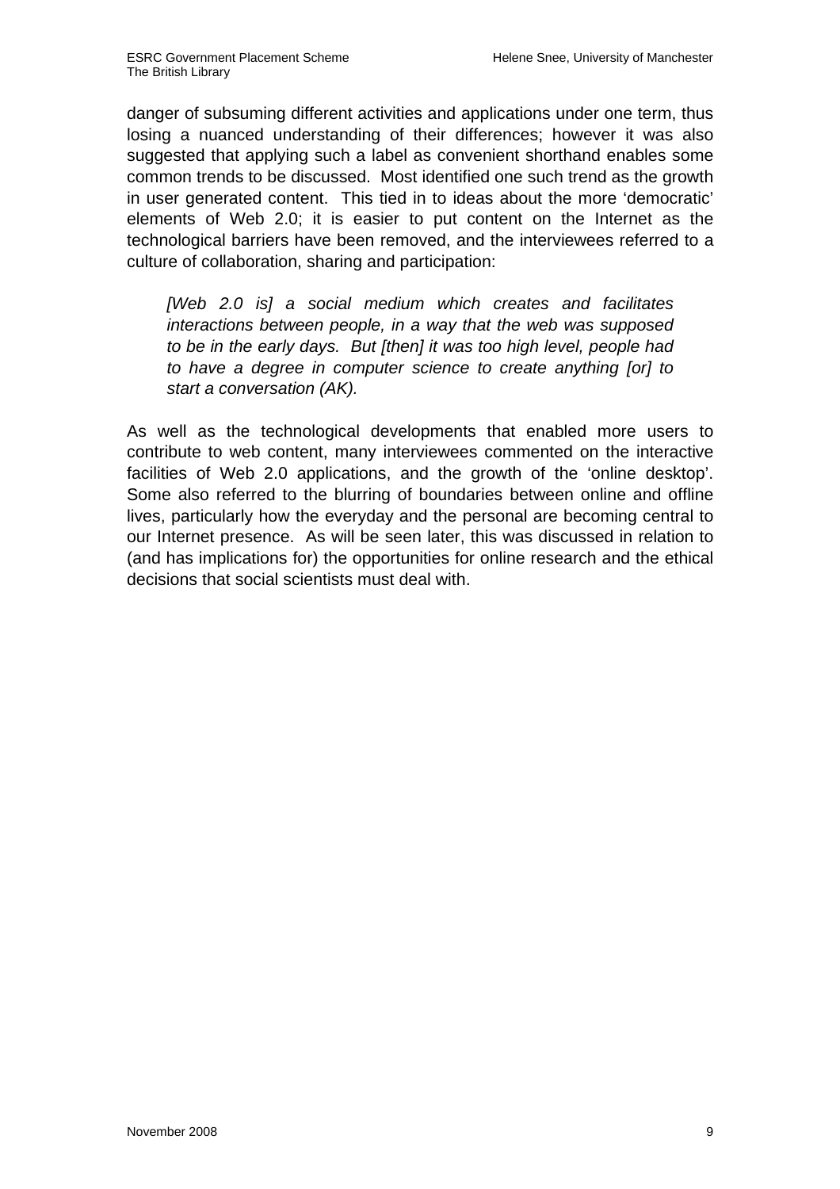danger of subsuming different activities and applications under one term, thus losing a nuanced understanding of their differences; however it was also suggested that applying such a label as convenient shorthand enables some common trends to be discussed. Most identified one such trend as the growth in user generated content. This tied in to ideas about the more 'democratic' elements of Web 2.0; it is easier to put content on the Internet as the technological barriers have been removed, and the interviewees referred to a culture of collaboration, sharing and participation:

> *[Web 2.0 is] a social medium which creates and facilitates interactions between people, in a way that the web was supposed to be in the early days. But [then] it was too high level, people had to have a degree in computer science to create anything [or] to start a conversation (AK).*

As well as the technological developments that enabled more users to contribute to web content, many interviewees commented on the interactive facilities of Web 2.0 applications, and the growth of the 'online desktop'. Some also referred to the blurring of boundaries between online and offline lives, particularly how the everyday and the personal are becoming central to our Internet presence. As will be seen later, this was discussed in relation to (and has implications for) the opportunities for online research and the ethical decisions that social scientists must deal with.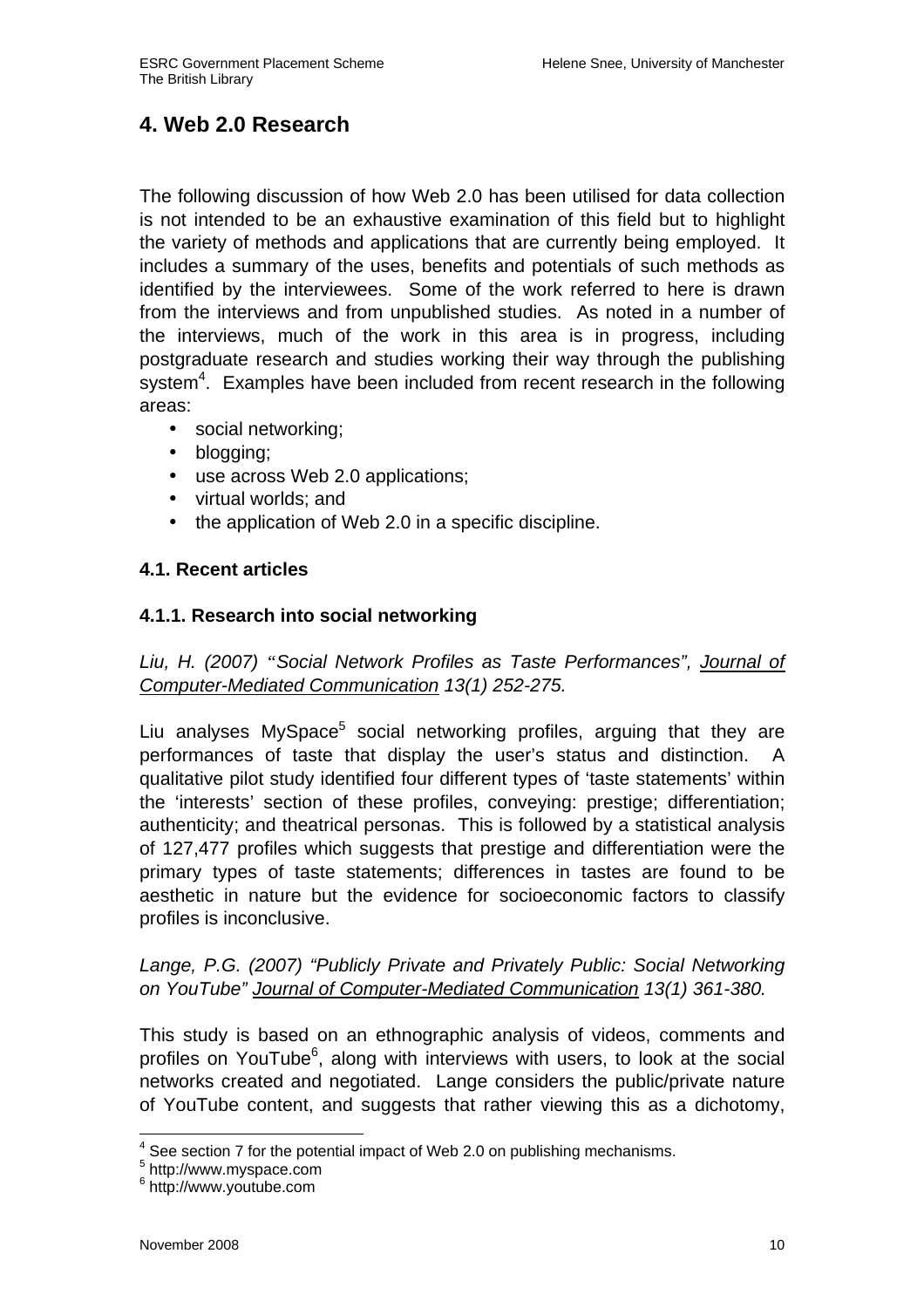# 4. Web 2.0 Research

The following discussion of how Web 2.0 has been utilised for data collection is not intended to be an exhaustive examination of this field but to highlight the variety of methods and applications that are currently being employed. It includes a summary of the uses, benefits and potentials of such methods as identified by the interviewees. Some of the work referred to here is drawn from the interviews and from unpublished studies. As noted in a number of the interviews, much of the work in this area is in progress, including postgraduate research and studies working their way through the publishing system[4]. Examples have been included from recent research in the following areas:

- social networking;
- blogging;
- use across Web 2.0 applications;
- virtual worlds; and
- the application of Web 2.0 in a specific discipline.

## 4.1. Recent articles

### 4.1.1. Research into social networking

*Liu, H. (2007) "Social Network Profiles as Taste Performances", Journal of Computer-Mediated Communication 13(1) 252-275.*

Liu analyses MySpace[5] social networking profiles, arguing that they are performances of taste that display the user's status and distinction. A qualitative pilot study identified four different types of 'taste statements' within the 'interests' section of these profiles, conveying: prestige; differentiation; authenticity; and theatrical personas. This is followed by a statistical analysis of 127,477 profiles which suggests that prestige and differentiation were the primary types of taste statements; differences in tastes are found to be aesthetic in nature but the evidence for socioeconomic factors to classify profiles is inconclusive.

*Lange, P.G. (2007) "Publicly Private and Privately Public: Social Networking on YouTube" Journal of Computer-Mediated Communication 13(1) 361-380.*

This study is based on an ethnographic analysis of videos, comments and profiles on YouTube[6], along with interviews with users, to look at the social networks created and negotiated. Lange considers the public/private nature of YouTube content, and suggests that rather viewing this as a dichotomy,

---

[4] See section 7 for the potential impact of Web 2.0 on publishing mechanisms.
[5] http://www.myspace.com
[6] http://www.youtube.com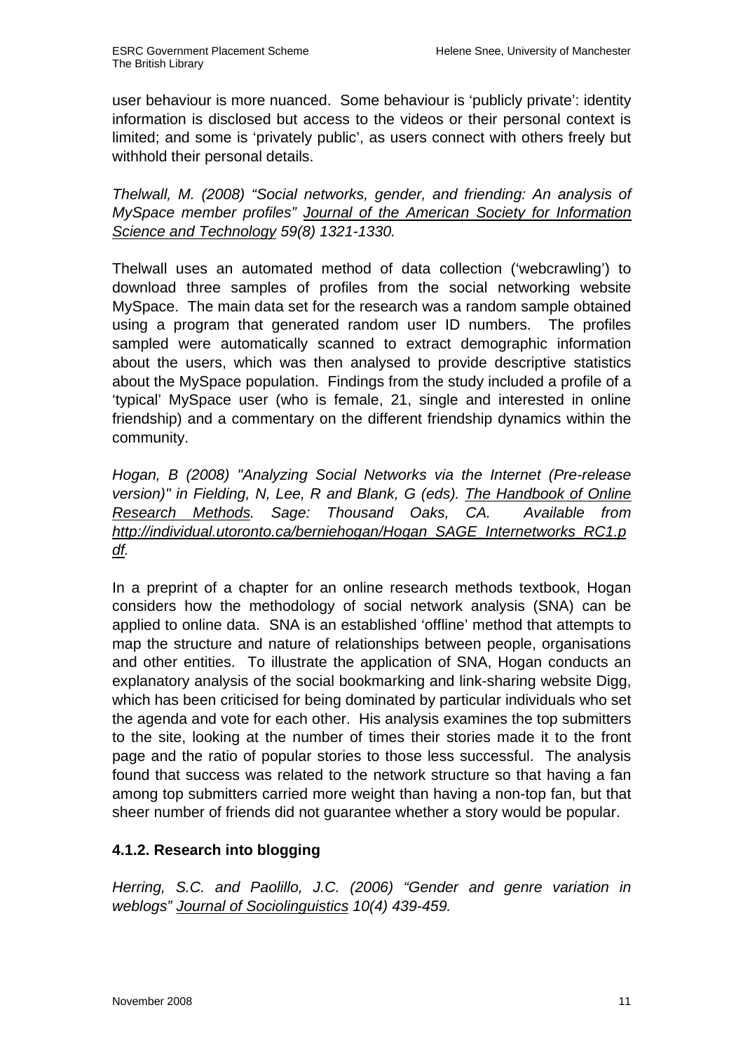user behaviour is more nuanced. Some behaviour is 'publicly private': identity information is disclosed but access to the videos or their personal context is limited; and some is 'privately public', as users connect with others freely but withhold their personal details.

*Thelwall, M. (2008) "Social networks, gender, and friending: An analysis of MySpace member profiles"* *Journal of the American Society for Information Science and Technology* *59(8) 1321-1330.*

Thelwall uses an automated method of data collection ('webcrawling') to download three samples of profiles from the social networking website MySpace. The main data set for the research was a random sample obtained using a program that generated random user ID numbers. The profiles sampled were automatically scanned to extract demographic information about the users, which was then analysed to provide descriptive statistics about the MySpace population. Findings from the study included a profile of a 'typical' MySpace user (who is female, 21, single and interested in online friendship) and a commentary on the different friendship dynamics within the community.

*Hogan, B (2008) "Analyzing Social Networks via the Internet (Pre-release version)" in Fielding, N, Lee, R and Blank, G (eds).* *The Handbook of Online Research Methods.* *Sage: Thousand Oaks, CA. Available from* *http://individual.utoronto.ca/berniehogan/Hogan_SAGE_Internetworks_RC1.pdf.*

In a preprint of a chapter for an online research methods textbook, Hogan considers how the methodology of social network analysis (SNA) can be applied to online data. SNA is an established 'offline' method that attempts to map the structure and nature of relationships between people, organisations and other entities. To illustrate the application of SNA, Hogan conducts an explanatory analysis of the social bookmarking and link-sharing website Digg, which has been criticised for being dominated by particular individuals who set the agenda and vote for each other. His analysis examines the top submitters to the site, looking at the number of times their stories made it to the front page and the ratio of popular stories to those less successful. The analysis found that success was related to the network structure so that having a fan among top submitters carried more weight than having a non-top fan, but that sheer number of friends did not guarantee whether a story would be popular.

### 4.1.2. Research into blogging

*Herring, S.C. and Paolillo, J.C. (2006) "Gender and genre variation in weblogs"* *Journal of Sociolinguistics* *10(4) 439-459.*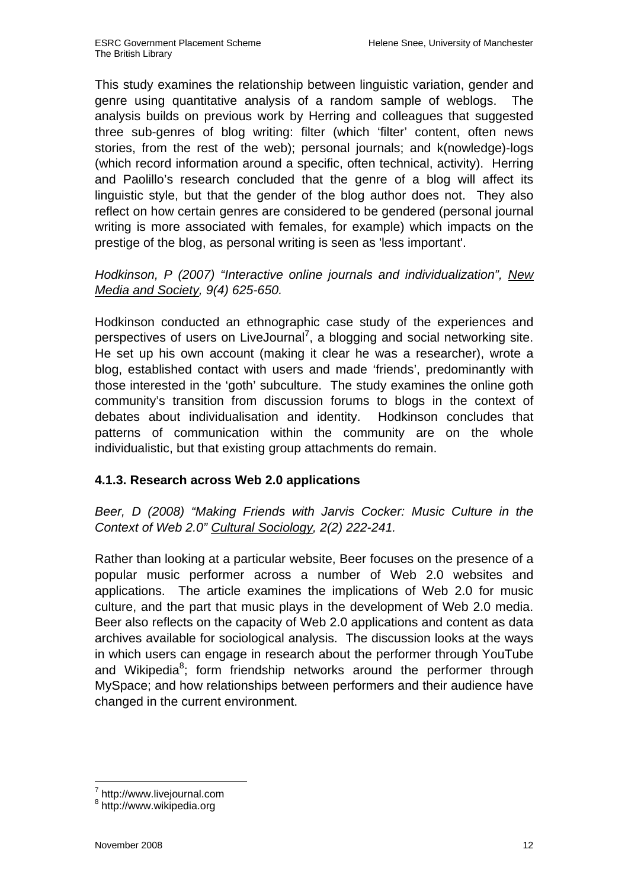This study examines the relationship between linguistic variation, gender and genre using quantitative analysis of a random sample of weblogs. The analysis builds on previous work by Herring and colleagues that suggested three sub-genres of blog writing: filter (which 'filter' content, often news stories, from the rest of the web); personal journals; and k(nowledge)-logs (which record information around a specific, often technical, activity). Herring and Paolillo's research concluded that the genre of a blog will affect its linguistic style, but that the gender of the blog author does not. They also reflect on how certain genres are considered to be gendered (personal journal writing is more associated with females, for example) which impacts on the prestige of the blog, as personal writing is seen as 'less important'.

*Hodkinson, P (2007) "Interactive online journals and individualization", New Media and Society, 9(4) 625-650.*

Hodkinson conducted an ethnographic case study of the experiences and perspectives of users on LiveJournal[7], a blogging and social networking site. He set up his own account (making it clear he was a researcher), wrote a blog, established contact with users and made 'friends', predominantly with those interested in the 'goth' subculture. The study examines the online goth community's transition from discussion forums to blogs in the context of debates about individualisation and identity. Hodkinson concludes that patterns of communication within the community are on the whole individualistic, but that existing group attachments do remain.

### 4.1.3. Research across Web 2.0 applications

*Beer, D (2008) "Making Friends with Jarvis Cocker: Music Culture in the Context of Web 2.0" Cultural Sociology, 2(2) 222-241.*

Rather than looking at a particular website, Beer focuses on the presence of a popular music performer across a number of Web 2.0 websites and applications. The article examines the implications of Web 2.0 for music culture, and the part that music plays in the development of Web 2.0 media. Beer also reflects on the capacity of Web 2.0 applications and content as data archives available for sociological analysis. The discussion looks at the ways in which users can engage in research about the performer through YouTube and Wikipedia[8]; form friendship networks around the performer through MySpace; and how relationships between performers and their audience have changed in the current environment.

[7] http://www.livejournal.com
[8] http://www.wikipedia.org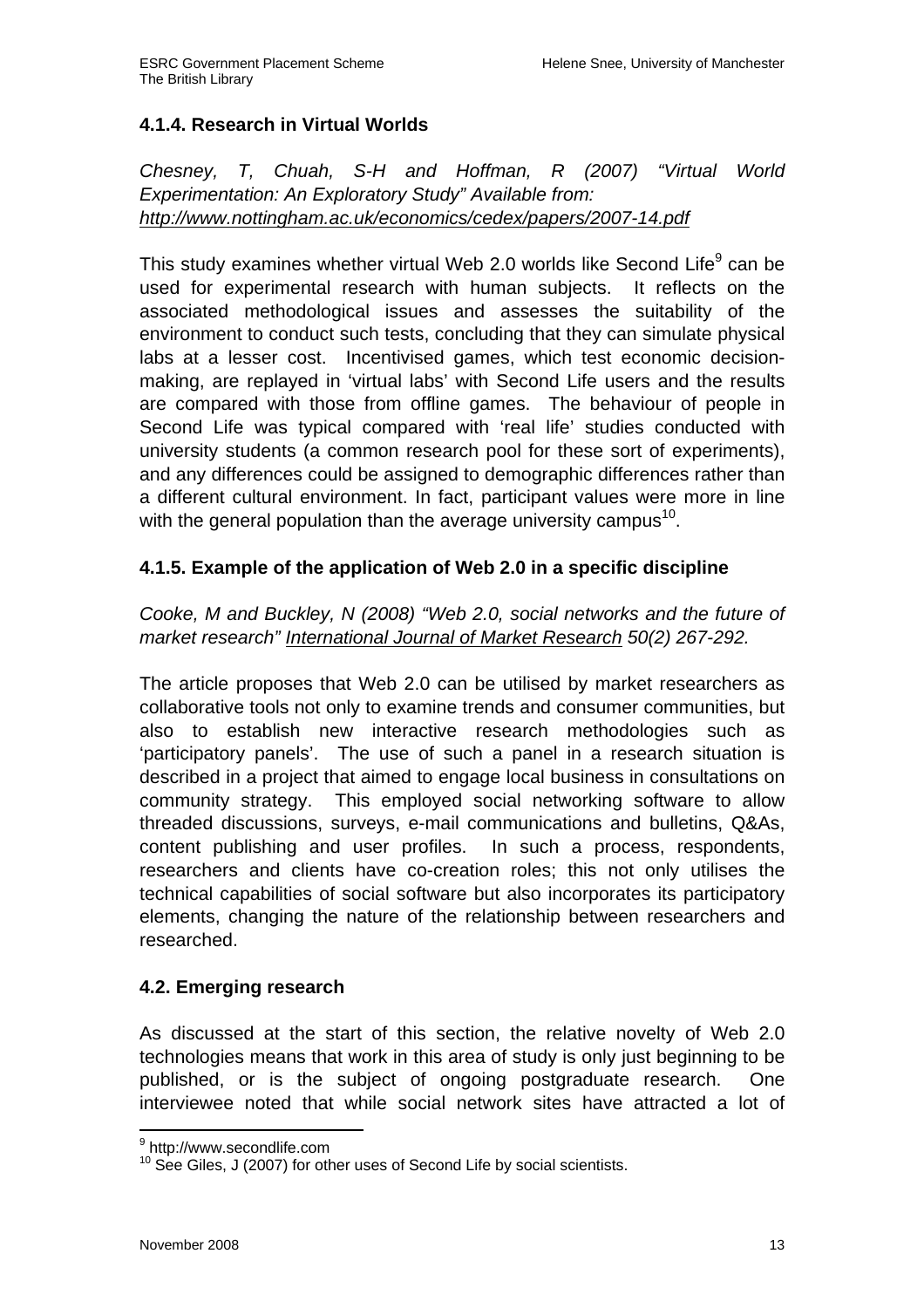### 4.1.4. Research in Virtual Worlds

*Chesney, T, Chuah, S-H and Hoffman, R (2007) "Virtual World Experimentation: An Exploratory Study" Available from: http://www.nottingham.ac.uk/economics/cedex/papers/2007-14.pdf*

This study examines whether virtual Web 2.0 worlds like Second Life[9] can be used for experimental research with human subjects. It reflects on the associated methodological issues and assesses the suitability of the environment to conduct such tests, concluding that they can simulate physical labs at a lesser cost. Incentivised games, which test economic decision-making, are replayed in 'virtual labs' with Second Life users and the results are compared with those from offline games. The behaviour of people in Second Life was typical compared with 'real life' studies conducted with university students (a common research pool for these sort of experiments), and any differences could be assigned to demographic differences rather than a different cultural environment. In fact, participant values were more in line with the general population than the average university campus[10].

### 4.1.5. Example of the application of Web 2.0 in a specific discipline

*Cooke, M and Buckley, N (2008) "Web 2.0, social networks and the future of market research" International Journal of Market Research 50(2) 267-292.*

The article proposes that Web 2.0 can be utilised by market researchers as collaborative tools not only to examine trends and consumer communities, but also to establish new interactive research methodologies such as 'participatory panels'. The use of such a panel in a research situation is described in a project that aimed to engage local business in consultations on community strategy. This employed social networking software to allow threaded discussions, surveys, e-mail communications and bulletins, Q&As, content publishing and user profiles. In such a process, respondents, researchers and clients have co-creation roles; this not only utilises the technical capabilities of social software but also incorporates its participatory elements, changing the nature of the relationship between researchers and researched.

## 4.2. Emerging research

As discussed at the start of this section, the relative novelty of Web 2.0 technologies means that work in this area of study is only just beginning to be published, or is the subject of ongoing postgraduate research. One interviewee noted that while social network sites have attracted a lot of

---

[9] http://www.secondlife.com

[10] See Giles, J (2007) for other uses of Second Life by social scientists.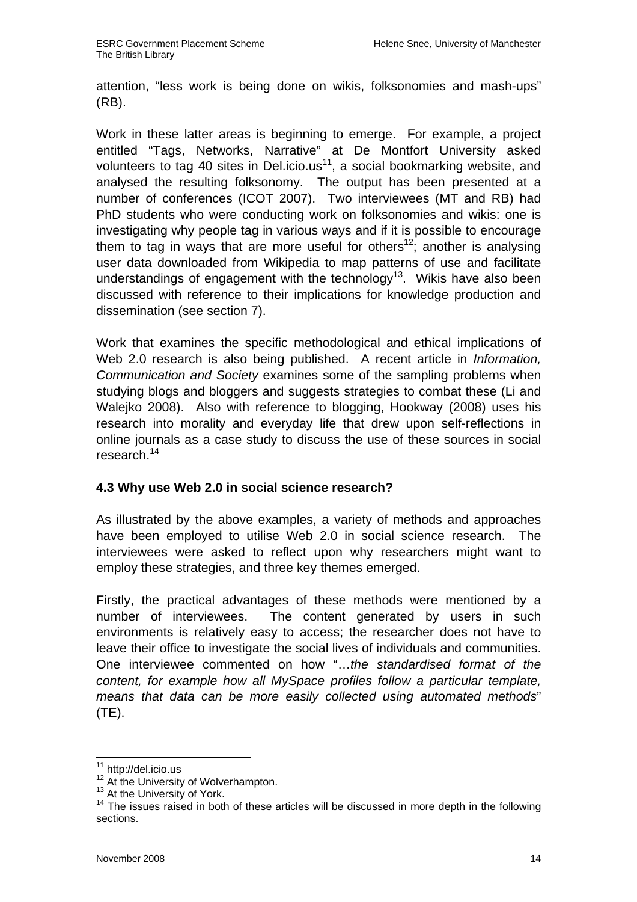attention, "less work is being done on wikis, folksonomies and mash-ups" (RB).

Work in these latter areas is beginning to emerge. For example, a project entitled "Tags, Networks, Narrative" at De Montfort University asked volunteers to tag 40 sites in Del.icio.us[11], a social bookmarking website, and analysed the resulting folksonomy. The output has been presented at a number of conferences (ICOT 2007). Two interviewees (MT and RB) had PhD students who were conducting work on folksonomies and wikis: one is investigating why people tag in various ways and if it is possible to encourage them to tag in ways that are more useful for others[12]; another is analysing user data downloaded from Wikipedia to map patterns of use and facilitate understandings of engagement with the technology[13]. Wikis have also been discussed with reference to their implications for knowledge production and dissemination (see section 7).

Work that examines the specific methodological and ethical implications of Web 2.0 research is also being published. A recent article in *Information, Communication and Society* examines some of the sampling problems when studying blogs and bloggers and suggests strategies to combat these (Li and Walejko 2008). Also with reference to blogging, Hookway (2008) uses his research into morality and everyday life that drew upon self-reflections in online journals as a case study to discuss the use of these sources in social research.[14]

### 4.3 Why use Web 2.0 in social science research?

As illustrated by the above examples, a variety of methods and approaches have been employed to utilise Web 2.0 in social science research. The interviewees were asked to reflect upon why researchers might want to employ these strategies, and three key themes emerged.

Firstly, the practical advantages of these methods were mentioned by a number of interviewees. The content generated by users in such environments is relatively easy to access; the researcher does not have to leave their office to investigate the social lives of individuals and communities. One interviewee commented on how "…*the standardised format of the content, for example how all MySpace profiles follow a particular template, means that data can be more easily collected using automated methods*" (TE).

---

[11] http://del.icio.us

[12] At the University of Wolverhampton.

[13] At the University of York.

[14] The issues raised in both of these articles will be discussed in more depth in the following sections.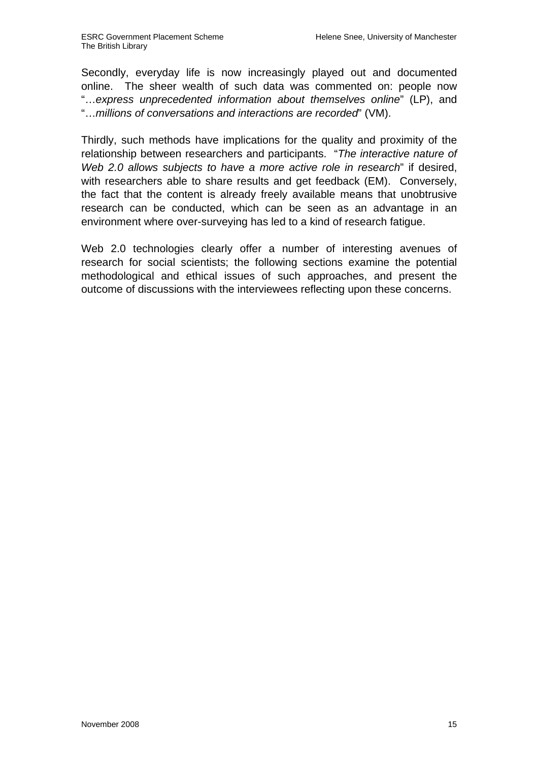Secondly, everyday life is now increasingly played out and documented online. The sheer wealth of such data was commented on: people now "…*express unprecedented information about themselves online*" (LP), and "…*millions of conversations and interactions are recorded*" (VM).

Thirdly, such methods have implications for the quality and proximity of the relationship between researchers and participants. "*The interactive nature of Web 2.0 allows subjects to have a more active role in research*" if desired, with researchers able to share results and get feedback (EM). Conversely, the fact that the content is already freely available means that unobtrusive research can be conducted, which can be seen as an advantage in an environment where over-surveying has led to a kind of research fatigue.

Web 2.0 technologies clearly offer a number of interesting avenues of research for social scientists; the following sections examine the potential methodological and ethical issues of such approaches, and present the outcome of discussions with the interviewees reflecting upon these concerns.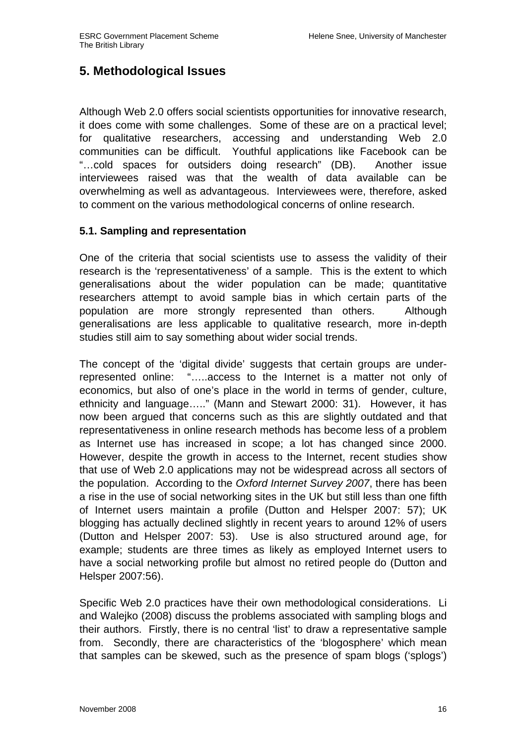## 5. Methodological Issues

Although Web 2.0 offers social scientists opportunities for innovative research, it does come with some challenges. Some of these are on a practical level; for qualitative researchers, accessing and understanding Web 2.0 communities can be difficult. Youthful applications like Facebook can be "…cold spaces for outsiders doing research" (DB). Another issue interviewees raised was that the wealth of data available can be overwhelming as well as advantageous. Interviewees were, therefore, asked to comment on the various methodological concerns of online research.

### 5.1. Sampling and representation

One of the criteria that social scientists use to assess the validity of their research is the 'representativeness' of a sample. This is the extent to which generalisations about the wider population can be made; quantitative researchers attempt to avoid sample bias in which certain parts of the population are more strongly represented than others. Although generalisations are less applicable to qualitative research, more in-depth studies still aim to say something about wider social trends.

The concept of the 'digital divide' suggests that certain groups are under-represented online: "…..access to the Internet is a matter not only of economics, but also of one's place in the world in terms of gender, culture, ethnicity and language….." (Mann and Stewart 2000: 31). However, it has now been argued that concerns such as this are slightly outdated and that representativeness in online research methods has become less of a problem as Internet use has increased in scope; a lot has changed since 2000. However, despite the growth in access to the Internet, recent studies show that use of Web 2.0 applications may not be widespread across all sectors of the population. According to the *Oxford Internet Survey 2007*, there has been a rise in the use of social networking sites in the UK but still less than one fifth of Internet users maintain a profile (Dutton and Helsper 2007: 57); UK blogging has actually declined slightly in recent years to around 12% of users (Dutton and Helsper 2007: 53). Use is also structured around age, for example; students are three times as likely as employed Internet users to have a social networking profile but almost no retired people do (Dutton and Helsper 2007:56).

Specific Web 2.0 practices have their own methodological considerations. Li and Walejko (2008) discuss the problems associated with sampling blogs and their authors. Firstly, there is no central 'list' to draw a representative sample from. Secondly, there are characteristics of the 'blogosphere' which mean that samples can be skewed, such as the presence of spam blogs ('splogs')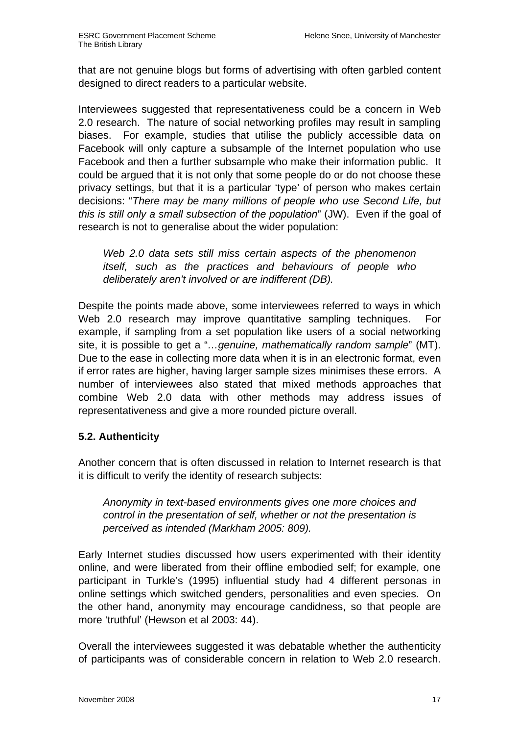that are not genuine blogs but forms of advertising with often garbled content designed to direct readers to a particular website.

Interviewees suggested that representativeness could be a concern in Web 2.0 research. The nature of social networking profiles may result in sampling biases. For example, studies that utilise the publicly accessible data on Facebook will only capture a subsample of the Internet population who use Facebook and then a further subsample who make their information public. It could be argued that it is not only that some people do or do not choose these privacy settings, but that it is a particular 'type' of person who makes certain decisions: "*There may be many millions of people who use Second Life, but this is still only a small subsection of the population*" (JW). Even if the goal of research is not to generalise about the wider population:

> *Web 2.0 data sets still miss certain aspects of the phenomenon itself, such as the practices and behaviours of people who deliberately aren't involved or are indifferent (DB).*

Despite the points made above, some interviewees referred to ways in which Web 2.0 research may improve quantitative sampling techniques. For example, if sampling from a set population like users of a social networking site, it is possible to get a "*…genuine, mathematically random sample*" (MT). Due to the ease in collecting more data when it is in an electronic format, even if error rates are higher, having larger sample sizes minimises these errors. A number of interviewees also stated that mixed methods approaches that combine Web 2.0 data with other methods may address issues of representativeness and give a more rounded picture overall.

### 5.2. Authenticity

Another concern that is often discussed in relation to Internet research is that it is difficult to verify the identity of research subjects:

> *Anonymity in text-based environments gives one more choices and control in the presentation of self, whether or not the presentation is perceived as intended (Markham 2005: 809).*

Early Internet studies discussed how users experimented with their identity online, and were liberated from their offline embodied self; for example, one participant in Turkle's (1995) influential study had 4 different personas in online settings which switched genders, personalities and even species. On the other hand, anonymity may encourage candidness, so that people are more 'truthful' (Hewson et al 2003: 44).

Overall the interviewees suggested it was debatable whether the authenticity of participants was of considerable concern in relation to Web 2.0 research.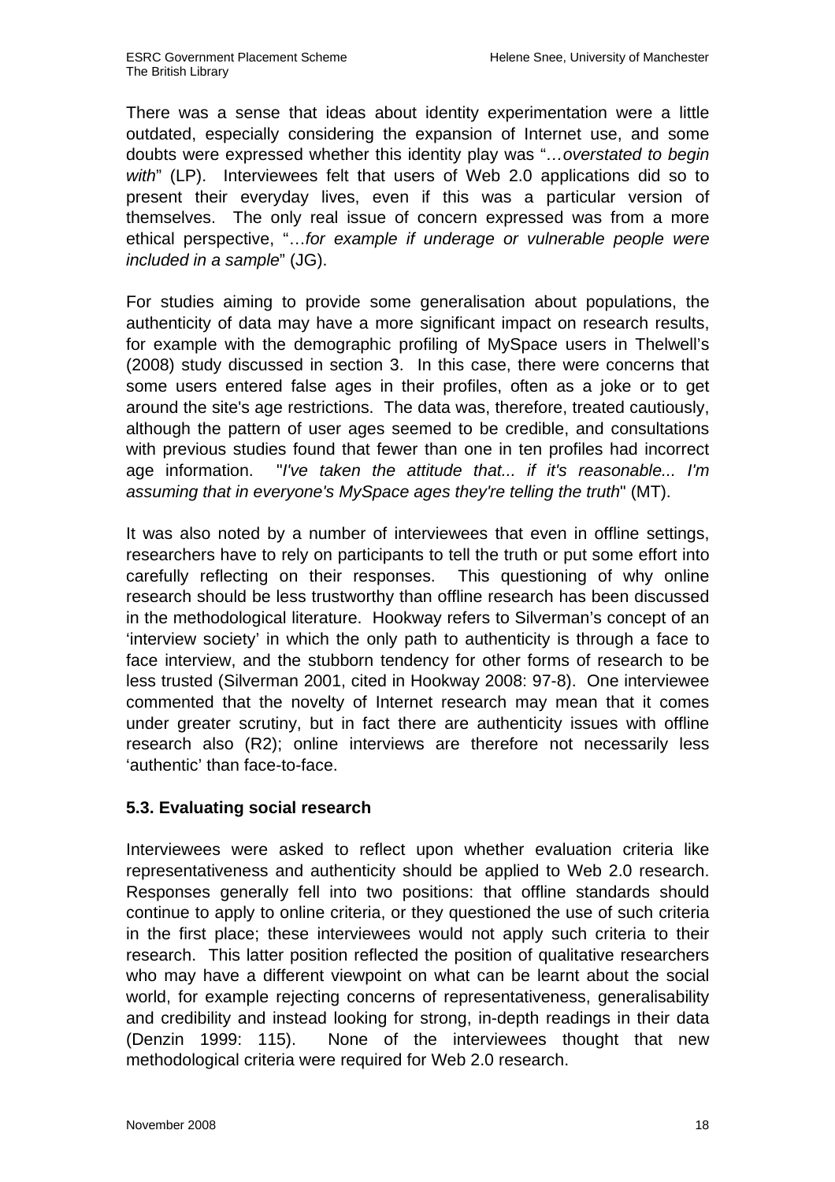There was a sense that ideas about identity experimentation were a little outdated, especially considering the expansion of Internet use, and some doubts were expressed whether this identity play was "*…overstated to begin with*" (LP). Interviewees felt that users of Web 2.0 applications did so to present their everyday lives, even if this was a particular version of themselves. The only real issue of concern expressed was from a more ethical perspective, "…*for example if underage or vulnerable people were included in a sample*" (JG).

For studies aiming to provide some generalisation about populations, the authenticity of data may have a more significant impact on research results, for example with the demographic profiling of MySpace users in Thelwell's (2008) study discussed in section 3. In this case, there were concerns that some users entered false ages in their profiles, often as a joke or to get around the site's age restrictions. The data was, therefore, treated cautiously, although the pattern of user ages seemed to be credible, and consultations with previous studies found that fewer than one in ten profiles had incorrect age information. "*I've taken the attitude that... if it's reasonable... I'm assuming that in everyone's MySpace ages they're telling the truth*" (MT).

It was also noted by a number of interviewees that even in offline settings, researchers have to rely on participants to tell the truth or put some effort into carefully reflecting on their responses. This questioning of why online research should be less trustworthy than offline research has been discussed in the methodological literature. Hookway refers to Silverman's concept of an 'interview society' in which the only path to authenticity is through a face to face interview, and the stubborn tendency for other forms of research to be less trusted (Silverman 2001, cited in Hookway 2008: 97-8). One interviewee commented that the novelty of Internet research may mean that it comes under greater scrutiny, but in fact there are authenticity issues with offline research also (R2); online interviews are therefore not necessarily less 'authentic' than face-to-face.

### 5.3. Evaluating social research

Interviewees were asked to reflect upon whether evaluation criteria like representativeness and authenticity should be applied to Web 2.0 research. Responses generally fell into two positions: that offline standards should continue to apply to online criteria, or they questioned the use of such criteria in the first place; these interviewees would not apply such criteria to their research. This latter position reflected the position of qualitative researchers who may have a different viewpoint on what can be learnt about the social world, for example rejecting concerns of representativeness, generalisability and credibility and instead looking for strong, in-depth readings in their data (Denzin 1999: 115). None of the interviewees thought that new methodological criteria were required for Web 2.0 research.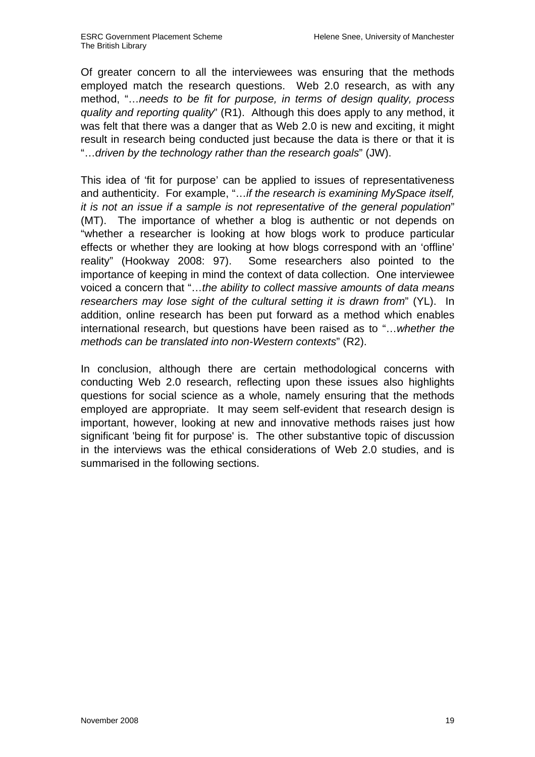Of greater concern to all the interviewees was ensuring that the methods employed match the research questions. Web 2.0 research, as with any method, "…*needs to be fit for purpose, in terms of design quality, process quality and reporting quality*" (R1). Although this does apply to any method, it was felt that there was a danger that as Web 2.0 is new and exciting, it might result in research being conducted just because the data is there or that it is "…*driven by the technology rather than the research goals*" (JW).

This idea of 'fit for purpose' can be applied to issues of representativeness and authenticity. For example, "…*if the research is examining MySpace itself, it is not an issue if a sample is not representative of the general population*" (MT). The importance of whether a blog is authentic or not depends on "whether a researcher is looking at how blogs work to produce particular effects or whether they are looking at how blogs correspond with an 'offline' reality" (Hookway 2008: 97). Some researchers also pointed to the importance of keeping in mind the context of data collection. One interviewee voiced a concern that "…*the ability to collect massive amounts of data means researchers may lose sight of the cultural setting it is drawn from*" (YL). In addition, online research has been put forward as a method which enables international research, but questions have been raised as to "…*whether the methods can be translated into non-Western contexts*" (R2).

In conclusion, although there are certain methodological concerns with conducting Web 2.0 research, reflecting upon these issues also highlights questions for social science as a whole, namely ensuring that the methods employed are appropriate. It may seem self-evident that research design is important, however, looking at new and innovative methods raises just how significant 'being fit for purpose' is. The other substantive topic of discussion in the interviews was the ethical considerations of Web 2.0 studies, and is summarised in the following sections.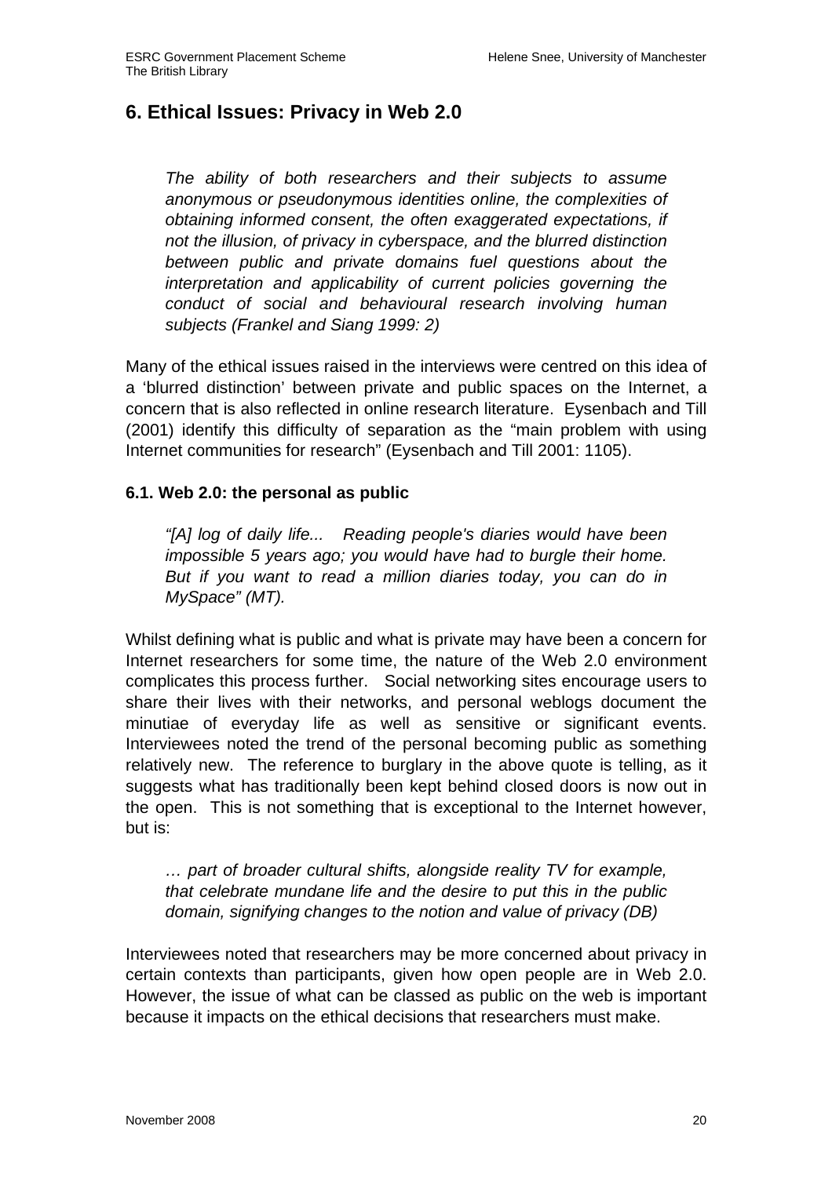## 6. Ethical Issues: Privacy in Web 2.0

> *The ability of both researchers and their subjects to assume anonymous or pseudonymous identities online, the complexities of obtaining informed consent, the often exaggerated expectations, if not the illusion, of privacy in cyberspace, and the blurred distinction between public and private domains fuel questions about the interpretation and applicability of current policies governing the conduct of social and behavioural research involving human subjects (Frankel and Siang 1999: 2)*

Many of the ethical issues raised in the interviews were centred on this idea of a 'blurred distinction' between private and public spaces on the Internet, a concern that is also reflected in online research literature. Eysenbach and Till (2001) identify this difficulty of separation as the "main problem with using Internet communities for research" (Eysenbach and Till 2001: 1105).

### 6.1. Web 2.0: the personal as public

> *"[A] log of daily life... Reading people's diaries would have been impossible 5 years ago; you would have had to burgle their home. But if you want to read a million diaries today, you can do in MySpace" (MT).*

Whilst defining what is public and what is private may have been a concern for Internet researchers for some time, the nature of the Web 2.0 environment complicates this process further. Social networking sites encourage users to share their lives with their networks, and personal weblogs document the minutiae of everyday life as well as sensitive or significant events. Interviewees noted the trend of the personal becoming public as something relatively new. The reference to burglary in the above quote is telling, as it suggests what has traditionally been kept behind closed doors is now out in the open. This is not something that is exceptional to the Internet however, but is:

> *… part of broader cultural shifts, alongside reality TV for example, that celebrate mundane life and the desire to put this in the public domain, signifying changes to the notion and value of privacy (DB)*

Interviewees noted that researchers may be more concerned about privacy in certain contexts than participants, given how open people are in Web 2.0. However, the issue of what can be classed as public on the web is important because it impacts on the ethical decisions that researchers must make.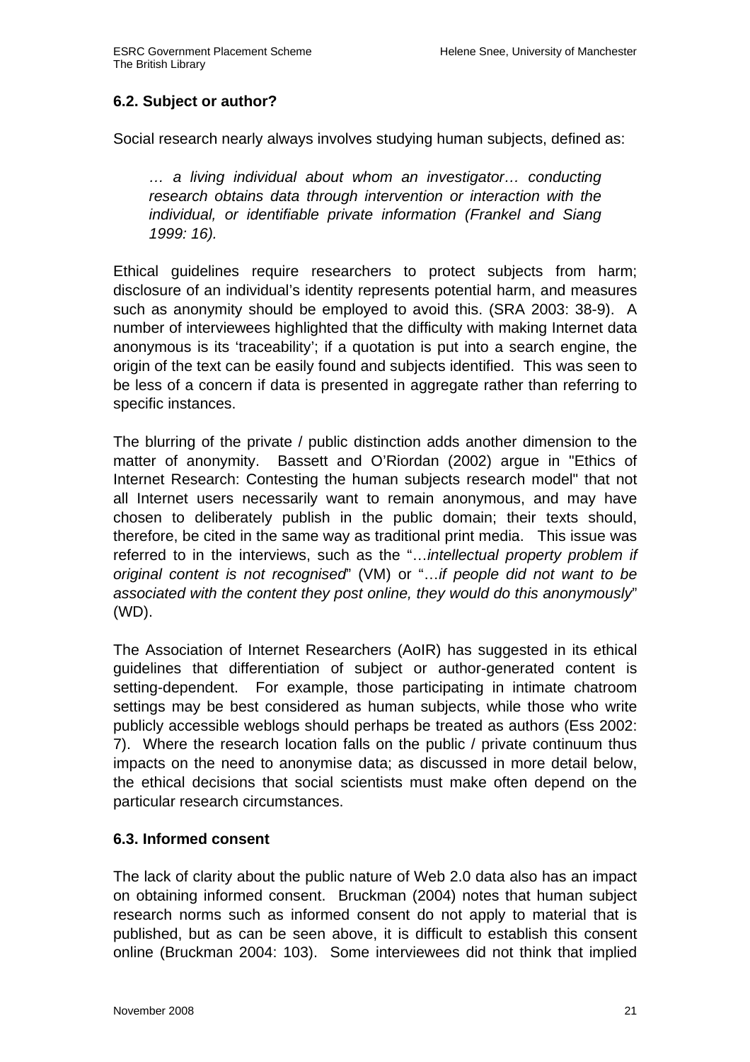### 6.2. Subject or author?

Social research nearly always involves studying human subjects, defined as:

> *… a living individual about whom an investigator… conducting research obtains data through intervention or interaction with the individual, or identifiable private information (Frankel and Siang 1999: 16).*

Ethical guidelines require researchers to protect subjects from harm; disclosure of an individual's identity represents potential harm, and measures such as anonymity should be employed to avoid this. (SRA 2003: 38-9). A number of interviewees highlighted that the difficulty with making Internet data anonymous is its 'traceability'; if a quotation is put into a search engine, the origin of the text can be easily found and subjects identified. This was seen to be less of a concern if data is presented in aggregate rather than referring to specific instances.

The blurring of the private / public distinction adds another dimension to the matter of anonymity. Bassett and O'Riordan (2002) argue in "Ethics of Internet Research: Contesting the human subjects research model" that not all Internet users necessarily want to remain anonymous, and may have chosen to deliberately publish in the public domain; their texts should, therefore, be cited in the same way as traditional print media. This issue was referred to in the interviews, such as the "…*intellectual property problem if original content is not recognised*" (VM) or "…*if people did not want to be associated with the content they post online, they would do this anonymously*" (WD).

The Association of Internet Researchers (AoIR) has suggested in its ethical guidelines that differentiation of subject or author-generated content is setting-dependent. For example, those participating in intimate chatroom settings may be best considered as human subjects, while those who write publicly accessible weblogs should perhaps be treated as authors (Ess 2002: 7). Where the research location falls on the public / private continuum thus impacts on the need to anonymise data; as discussed in more detail below, the ethical decisions that social scientists must make often depend on the particular research circumstances.

### 6.3. Informed consent

The lack of clarity about the public nature of Web 2.0 data also has an impact on obtaining informed consent. Bruckman (2004) notes that human subject research norms such as informed consent do not apply to material that is published, but as can be seen above, it is difficult to establish this consent online (Bruckman 2004: 103). Some interviewees did not think that implied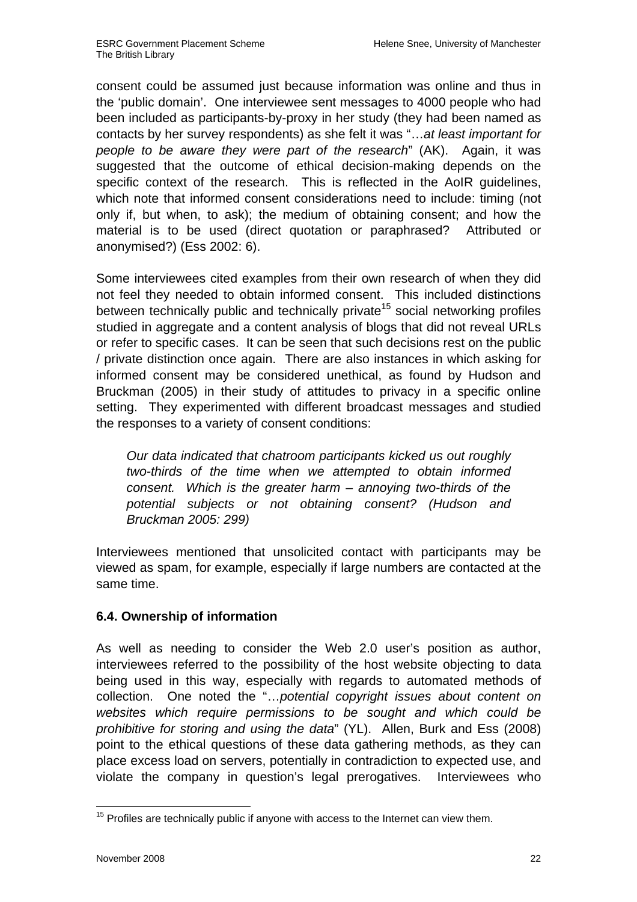consent could be assumed just because information was online and thus in the 'public domain'. One interviewee sent messages to 4000 people who had been included as participants-by-proxy in her study (they had been named as contacts by her survey respondents) as she felt it was "…*at least important for people to be aware they were part of the research*" (AK). Again, it was suggested that the outcome of ethical decision-making depends on the specific context of the research. This is reflected in the AoIR guidelines, which note that informed consent considerations need to include: timing (not only if, but when, to ask); the medium of obtaining consent; and how the material is to be used (direct quotation or paraphrased? Attributed or anonymised?) (Ess 2002: 6).

Some interviewees cited examples from their own research of when they did not feel they needed to obtain informed consent. This included distinctions between technically public and technically private[15] social networking profiles studied in aggregate and a content analysis of blogs that did not reveal URLs or refer to specific cases. It can be seen that such decisions rest on the public / private distinction once again. There are also instances in which asking for informed consent may be considered unethical, as found by Hudson and Bruckman (2005) in their study of attitudes to privacy in a specific online setting. They experimented with different broadcast messages and studied the responses to a variety of consent conditions:

> *Our data indicated that chatroom participants kicked us out roughly two-thirds of the time when we attempted to obtain informed consent. Which is the greater harm – annoying two-thirds of the potential subjects or not obtaining consent? (Hudson and Bruckman 2005: 299)*

Interviewees mentioned that unsolicited contact with participants may be viewed as spam, for example, especially if large numbers are contacted at the same time.

### 6.4. Ownership of information

As well as needing to consider the Web 2.0 user's position as author, interviewees referred to the possibility of the host website objecting to data being used in this way, especially with regards to automated methods of collection. One noted the "…*potential copyright issues about content on websites which require permissions to be sought and which could be prohibitive for storing and using the data*" (YL). Allen, Burk and Ess (2008) point to the ethical questions of these data gathering methods, as they can place excess load on servers, potentially in contradiction to expected use, and violate the company in question's legal prerogatives. Interviewees who

[15] Profiles are technically public if anyone with access to the Internet can view them.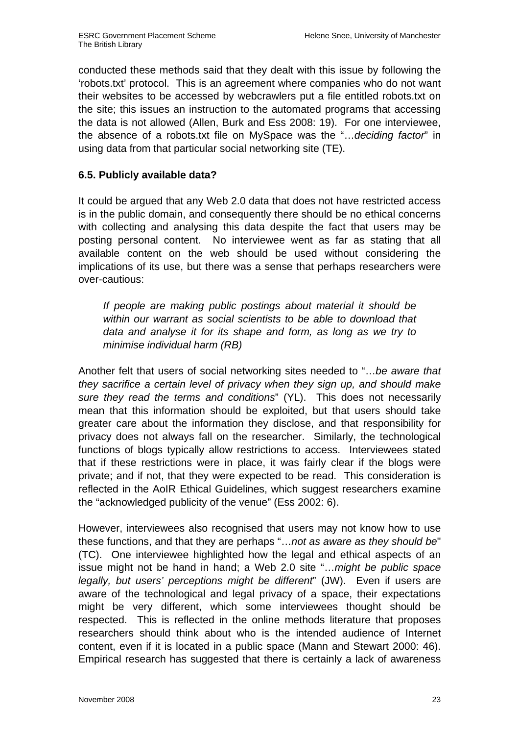conducted these methods said that they dealt with this issue by following the ‘robots.txt’ protocol. This is an agreement where companies who do not want their websites to be accessed by webcrawlers put a file entitled robots.txt on the site; this issues an instruction to the automated programs that accessing the data is not allowed (Allen, Burk and Ess 2008: 19). For one interviewee, the absence of a robots.txt file on MySpace was the “…*deciding factor*” in using data from that particular social networking site (TE).

### 6.5. Publicly available data?

It could be argued that any Web 2.0 data that does not have restricted access is in the public domain, and consequently there should be no ethical concerns with collecting and analysing this data despite the fact that users may be posting personal content. No interviewee went as far as stating that all available content on the web should be used without considering the implications of its use, but there was a sense that perhaps researchers were over-cautious:

> *If people are making public postings about material it should be within our warrant as social scientists to be able to download that data and analyse it for its shape and form, as long as we try to minimise individual harm (RB)*

Another felt that users of social networking sites needed to “…*be aware that they sacrifice a certain level of privacy when they sign up, and should make sure they read the terms and conditions*” (YL). This does not necessarily mean that this information should be exploited, but that users should take greater care about the information they disclose, and that responsibility for privacy does not always fall on the researcher. Similarly, the technological functions of blogs typically allow restrictions to access. Interviewees stated that if these restrictions were in place, it was fairly clear if the blogs were private; and if not, that they were expected to be read. This consideration is reflected in the AoIR Ethical Guidelines, which suggest researchers examine the “acknowledged publicity of the venue” (Ess 2002: 6).

However, interviewees also recognised that users may not know how to use these functions, and that they are perhaps “…*not as aware as they should be*" (TC). One interviewee highlighted how the legal and ethical aspects of an issue might not be hand in hand; a Web 2.0 site “…*might be public space legally, but users’ perceptions might be different*” (JW). Even if users are aware of the technological and legal privacy of a space, their expectations might be very different, which some interviewees thought should be respected. This is reflected in the online methods literature that proposes researchers should think about who is the intended audience of Internet content, even if it is located in a public space (Mann and Stewart 2000: 46). Empirical research has suggested that there is certainly a lack of awareness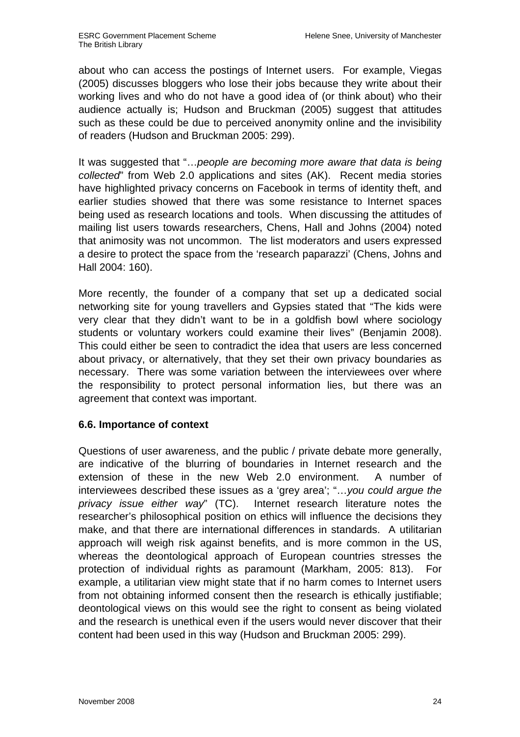about who can access the postings of Internet users. For example, Viegas (2005) discusses bloggers who lose their jobs because they write about their working lives and who do not have a good idea of (or think about) who their audience actually is; Hudson and Bruckman (2005) suggest that attitudes such as these could be due to perceived anonymity online and the invisibility of readers (Hudson and Bruckman 2005: 299).

It was suggested that "*…people are becoming more aware that data is being collected*" from Web 2.0 applications and sites (AK). Recent media stories have highlighted privacy concerns on Facebook in terms of identity theft, and earlier studies showed that there was some resistance to Internet spaces being used as research locations and tools. When discussing the attitudes of mailing list users towards researchers, Chens, Hall and Johns (2004) noted that animosity was not uncommon. The list moderators and users expressed a desire to protect the space from the 'research paparazzi' (Chens, Johns and Hall 2004: 160).

More recently, the founder of a company that set up a dedicated social networking site for young travellers and Gypsies stated that "The kids were very clear that they didn't want to be in a goldfish bowl where sociology students or voluntary workers could examine their lives" (Benjamin 2008). This could either be seen to contradict the idea that users are less concerned about privacy, or alternatively, that they set their own privacy boundaries as necessary. There was some variation between the interviewees over where the responsibility to protect personal information lies, but there was an agreement that context was important.

### 6.6. Importance of context

Questions of user awareness, and the public / private debate more generally, are indicative of the blurring of boundaries in Internet research and the extension of these in the new Web 2.0 environment. A number of interviewees described these issues as a 'grey area'; "*…you could argue the privacy issue either way*" (TC). Internet research literature notes the researcher's philosophical position on ethics will influence the decisions they make, and that there are international differences in standards. A utilitarian approach will weigh risk against benefits, and is more common in the US, whereas the deontological approach of European countries stresses the protection of individual rights as paramount (Markham, 2005: 813). For example, a utilitarian view might state that if no harm comes to Internet users from not obtaining informed consent then the research is ethically justifiable; deontological views on this would see the right to consent as being violated and the research is unethical even if the users would never discover that their content had been used in this way (Hudson and Bruckman 2005: 299).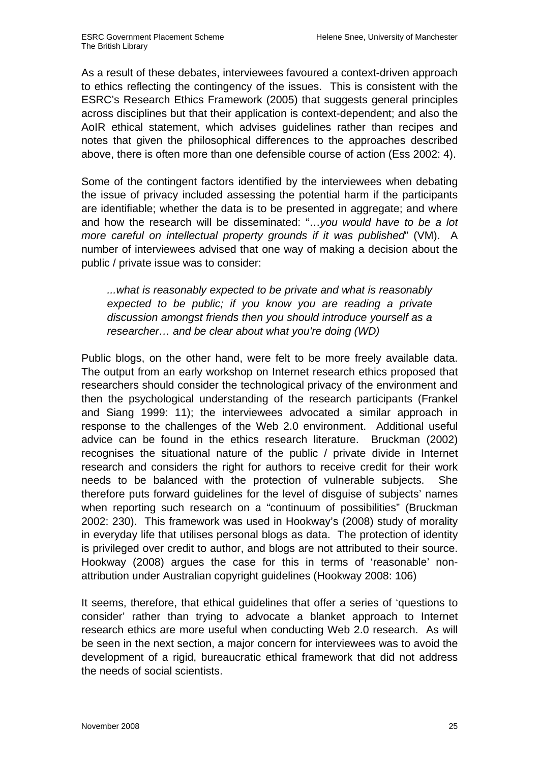As a result of these debates, interviewees favoured a context-driven approach to ethics reflecting the contingency of the issues. This is consistent with the ESRC's Research Ethics Framework (2005) that suggests general principles across disciplines but that their application is context-dependent; and also the AoIR ethical statement, which advises guidelines rather than recipes and notes that given the philosophical differences to the approaches described above, there is often more than one defensible course of action (Ess 2002: 4).

Some of the contingent factors identified by the interviewees when debating the issue of privacy included assessing the potential harm if the participants are identifiable; whether the data is to be presented in aggregate; and where and how the research will be disseminated: "…*you would have to be a lot more careful on intellectual property grounds if it was published*" (VM). A number of interviewees advised that one way of making a decision about the public / private issue was to consider:

> *...what is reasonably expected to be private and what is reasonably expected to be public; if you know you are reading a private discussion amongst friends then you should introduce yourself as a researcher… and be clear about what you're doing (WD)*

Public blogs, on the other hand, were felt to be more freely available data. The output from an early workshop on Internet research ethics proposed that researchers should consider the technological privacy of the environment and then the psychological understanding of the research participants (Frankel and Siang 1999: 11); the interviewees advocated a similar approach in response to the challenges of the Web 2.0 environment. Additional useful advice can be found in the ethics research literature. Bruckman (2002) recognises the situational nature of the public / private divide in Internet research and considers the right for authors to receive credit for their work needs to be balanced with the protection of vulnerable subjects. She therefore puts forward guidelines for the level of disguise of subjects' names when reporting such research on a "continuum of possibilities" (Bruckman 2002: 230). This framework was used in Hookway's (2008) study of morality in everyday life that utilises personal blogs as data. The protection of identity is privileged over credit to author, and blogs are not attributed to their source. Hookway (2008) argues the case for this in terms of 'reasonable' non-attribution under Australian copyright guidelines (Hookway 2008: 106)

It seems, therefore, that ethical guidelines that offer a series of 'questions to consider' rather than trying to advocate a blanket approach to Internet research ethics are more useful when conducting Web 2.0 research. As will be seen in the next section, a major concern for interviewees was to avoid the development of a rigid, bureaucratic ethical framework that did not address the needs of social scientists.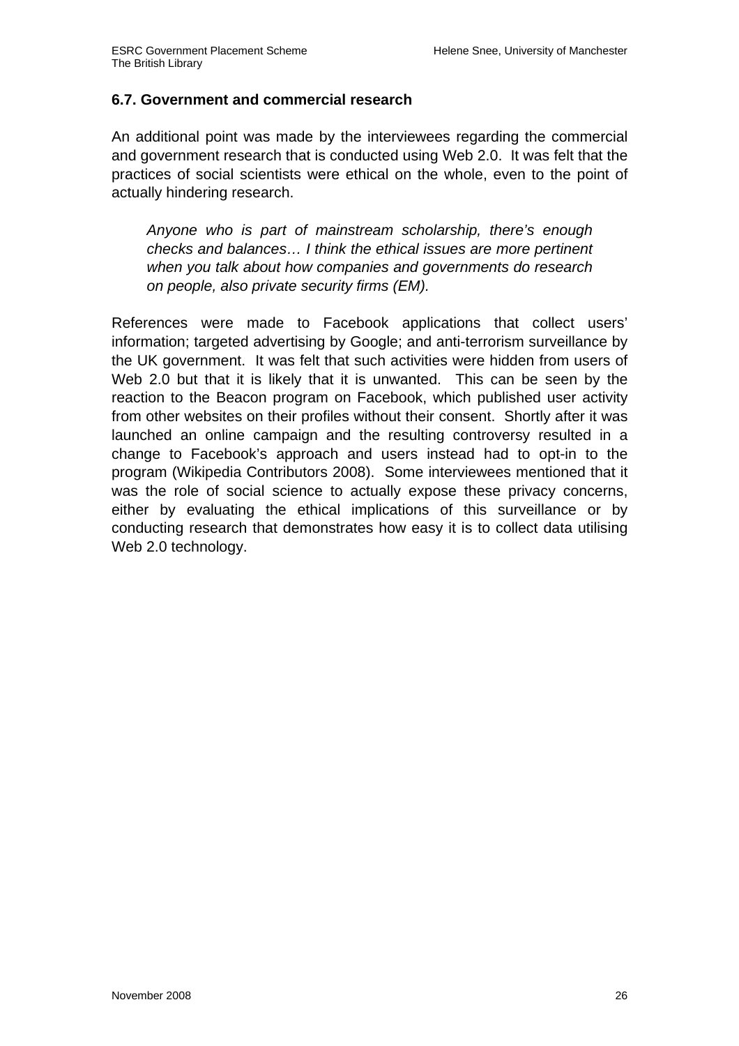### 6.7. Government and commercial research

An additional point was made by the interviewees regarding the commercial and government research that is conducted using Web 2.0. It was felt that the practices of social scientists were ethical on the whole, even to the point of actually hindering research.

> *Anyone who is part of mainstream scholarship, there's enough checks and balances… I think the ethical issues are more pertinent when you talk about how companies and governments do research on people, also private security firms (EM).*

References were made to Facebook applications that collect users' information; targeted advertising by Google; and anti-terrorism surveillance by the UK government. It was felt that such activities were hidden from users of Web 2.0 but that it is likely that it is unwanted. This can be seen by the reaction to the Beacon program on Facebook, which published user activity from other websites on their profiles without their consent. Shortly after it was launched an online campaign and the resulting controversy resulted in a change to Facebook's approach and users instead had to opt-in to the program (Wikipedia Contributors 2008). Some interviewees mentioned that it was the role of social science to actually expose these privacy concerns, either by evaluating the ethical implications of this surveillance or by conducting research that demonstrates how easy it is to collect data utilising Web 2.0 technology.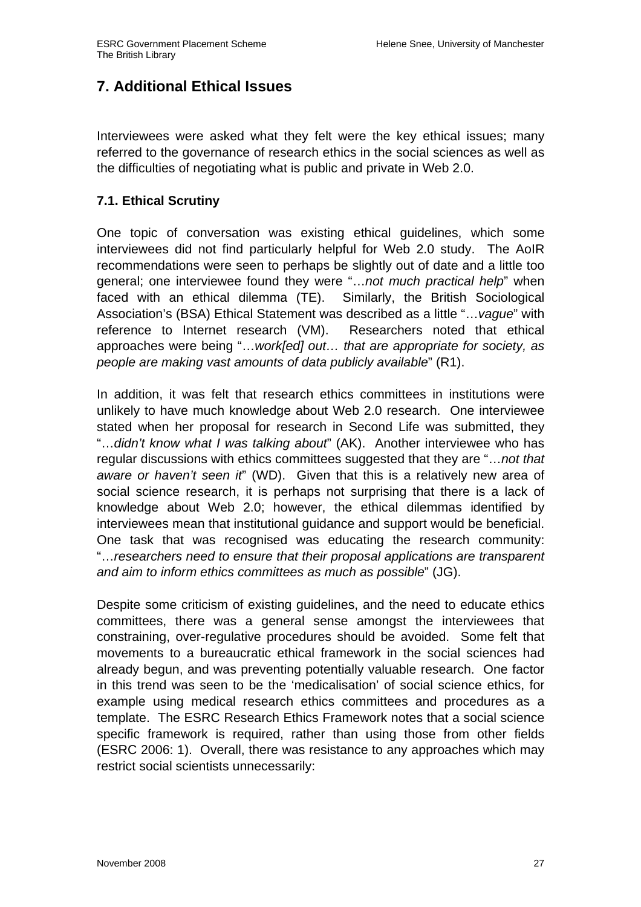## 7. Additional Ethical Issues

Interviewees were asked what they felt were the key ethical issues; many referred to the governance of research ethics in the social sciences as well as the difficulties of negotiating what is public and private in Web 2.0.

### 7.1. Ethical Scrutiny

One topic of conversation was existing ethical guidelines, which some interviewees did not find particularly helpful for Web 2.0 study. The AoIR recommendations were seen to perhaps be slightly out of date and a little too general; one interviewee found they were "…*not much practical help*" when faced with an ethical dilemma (TE). Similarly, the British Sociological Association's (BSA) Ethical Statement was described as a little "…*vague*" with reference to Internet research (VM). Researchers noted that ethical approaches were being "…*work[ed] out… that are appropriate for society, as people are making vast amounts of data publicly available*" (R1).

In addition, it was felt that research ethics committees in institutions were unlikely to have much knowledge about Web 2.0 research. One interviewee stated when her proposal for research in Second Life was submitted, they "…*didn't know what I was talking about*" (AK). Another interviewee who has regular discussions with ethics committees suggested that they are "…*not that aware or haven't seen it*" (WD). Given that this is a relatively new area of social science research, it is perhaps not surprising that there is a lack of knowledge about Web 2.0; however, the ethical dilemmas identified by interviewees mean that institutional guidance and support would be beneficial. One task that was recognised was educating the research community: "…*researchers need to ensure that their proposal applications are transparent and aim to inform ethics committees as much as possible*" (JG).

Despite some criticism of existing guidelines, and the need to educate ethics committees, there was a general sense amongst the interviewees that constraining, over-regulative procedures should be avoided. Some felt that movements to a bureaucratic ethical framework in the social sciences had already begun, and was preventing potentially valuable research. One factor in this trend was seen to be the 'medicalisation' of social science ethics, for example using medical research ethics committees and procedures as a template. The ESRC Research Ethics Framework notes that a social science specific framework is required, rather than using those from other fields (ESRC 2006: 1). Overall, there was resistance to any approaches which may restrict social scientists unnecessarily: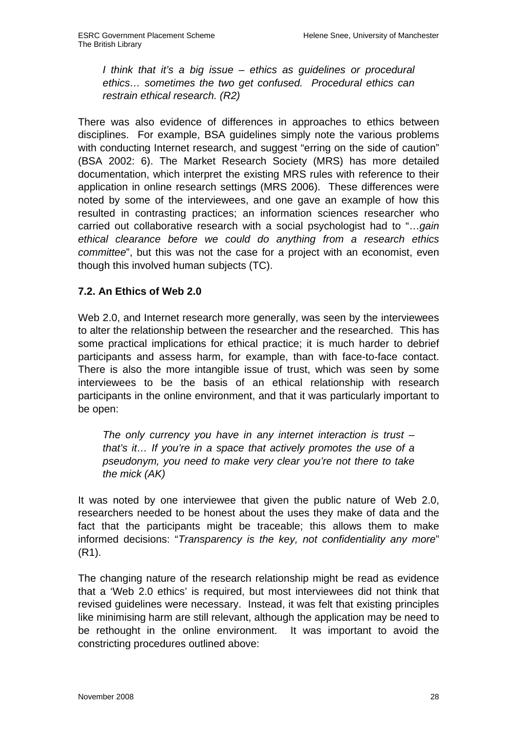> *I think that it's a big issue – ethics as guidelines or procedural ethics… sometimes the two get confused. Procedural ethics can restrain ethical research. (R2)*

There was also evidence of differences in approaches to ethics between disciplines. For example, BSA guidelines simply note the various problems with conducting Internet research, and suggest "erring on the side of caution" (BSA 2002: 6). The Market Research Society (MRS) has more detailed documentation, which interpret the existing MRS rules with reference to their application in online research settings (MRS 2006). These differences were noted by some of the interviewees, and one gave an example of how this resulted in contrasting practices; an information sciences researcher who carried out collaborative research with a social psychologist had to "…*gain ethical clearance before we could do anything from a research ethics committee*", but this was not the case for a project with an economist, even though this involved human subjects (TC).

### 7.2. An Ethics of Web 2.0

Web 2.0, and Internet research more generally, was seen by the interviewees to alter the relationship between the researcher and the researched. This has some practical implications for ethical practice; it is much harder to debrief participants and assess harm, for example, than with face-to-face contact. There is also the more intangible issue of trust, which was seen by some interviewees to be the basis of an ethical relationship with research participants in the online environment, and that it was particularly important to be open:

> *The only currency you have in any internet interaction is trust – that's it… If you're in a space that actively promotes the use of a pseudonym, you need to make very clear you're not there to take the mick (AK)*

It was noted by one interviewee that given the public nature of Web 2.0, researchers needed to be honest about the uses they make of data and the fact that the participants might be traceable; this allows them to make informed decisions: "*Transparency is the key, not confidentiality any more*" (R1).

The changing nature of the research relationship might be read as evidence that a 'Web 2.0 ethics' is required, but most interviewees did not think that revised guidelines were necessary. Instead, it was felt that existing principles like minimising harm are still relevant, although the application may be need to be rethought in the online environment. It was important to avoid the constricting procedures outlined above: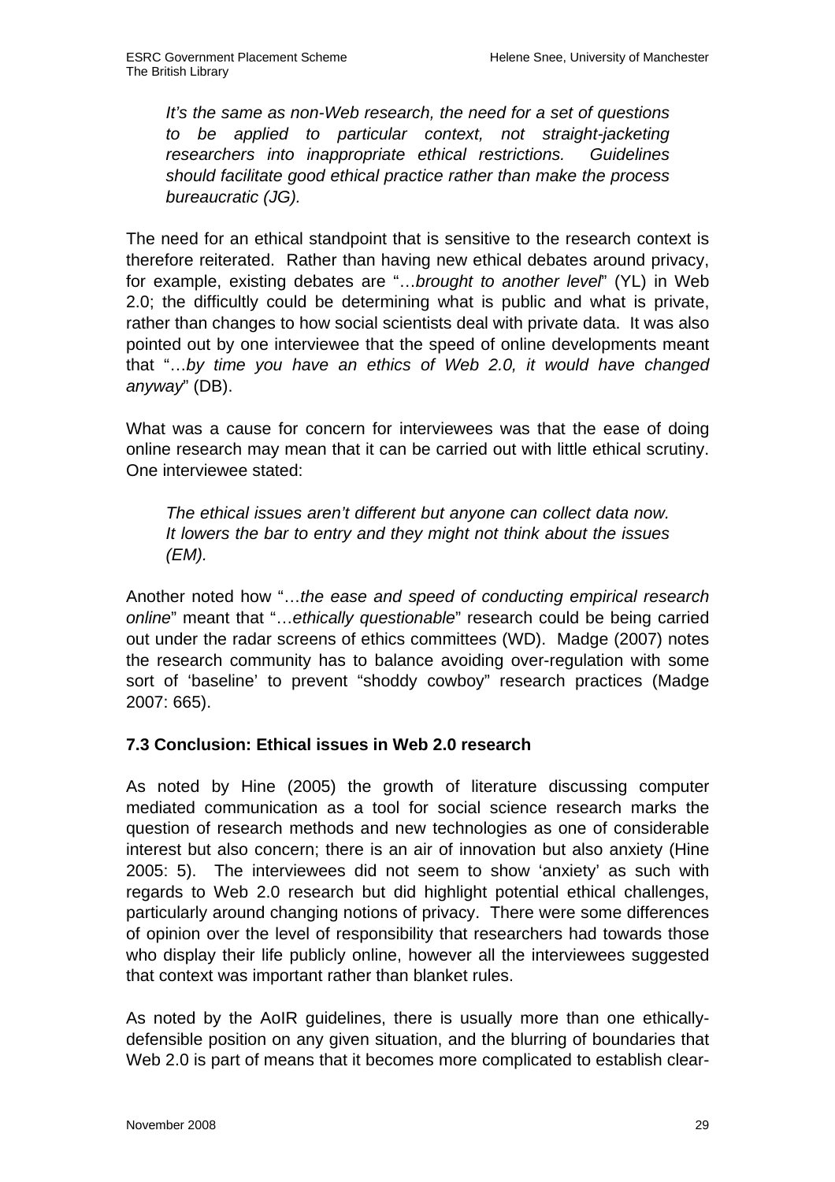*It's the same as non-Web research, the need for a set of questions to be applied to particular context, not straight-jacketing researchers into inappropriate ethical restrictions. Guidelines should facilitate good ethical practice rather than make the process bureaucratic (JG).*

The need for an ethical standpoint that is sensitive to the research context is therefore reiterated. Rather than having new ethical debates around privacy, for example, existing debates are "…*brought to another level*" (YL) in Web 2.0; the difficultly could be determining what is public and what is private, rather than changes to how social scientists deal with private data. It was also pointed out by one interviewee that the speed of online developments meant that "…*by time you have an ethics of Web 2.0, it would have changed anyway*" (DB).

What was a cause for concern for interviewees was that the ease of doing online research may mean that it can be carried out with little ethical scrutiny. One interviewee stated:

*The ethical issues aren't different but anyone can collect data now. It lowers the bar to entry and they might not think about the issues (EM).*

Another noted how "…*the ease and speed of conducting empirical research online*" meant that "…*ethically questionable*" research could be being carried out under the radar screens of ethics committees (WD). Madge (2007) notes the research community has to balance avoiding over-regulation with some sort of 'baseline' to prevent "shoddy cowboy" research practices (Madge 2007: 665).

### 7.3 Conclusion: Ethical issues in Web 2.0 research

As noted by Hine (2005) the growth of literature discussing computer mediated communication as a tool for social science research marks the question of research methods and new technologies as one of considerable interest but also concern; there is an air of innovation but also anxiety (Hine 2005: 5). The interviewees did not seem to show 'anxiety' as such with regards to Web 2.0 research but did highlight potential ethical challenges, particularly around changing notions of privacy. There were some differences of opinion over the level of responsibility that researchers had towards those who display their life publicly online, however all the interviewees suggested that context was important rather than blanket rules.

As noted by the AoIR guidelines, there is usually more than one ethically-defensible position on any given situation, and the blurring of boundaries that Web 2.0 is part of means that it becomes more complicated to establish clear-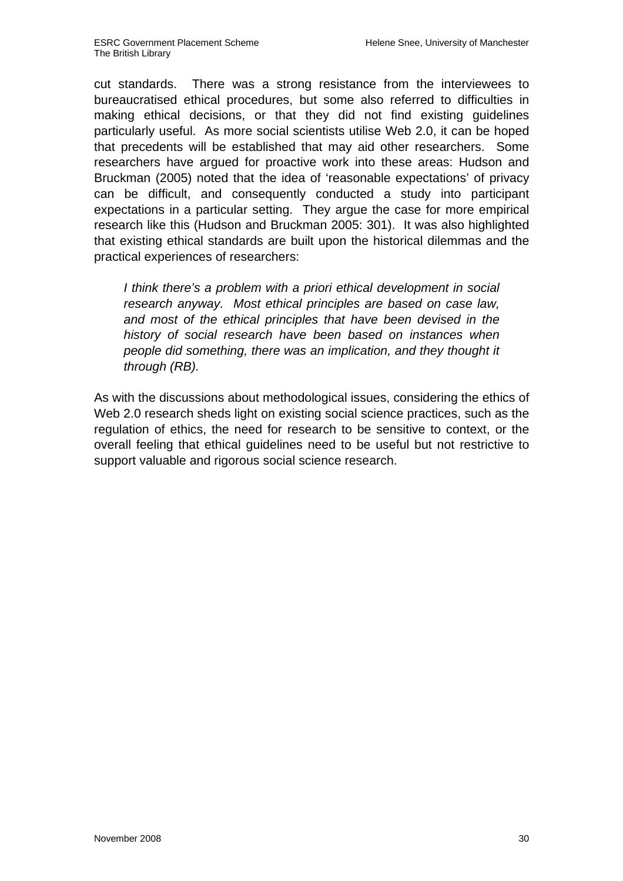cut standards. There was a strong resistance from the interviewees to bureaucratised ethical procedures, but some also referred to difficulties in making ethical decisions, or that they did not find existing guidelines particularly useful. As more social scientists utilise Web 2.0, it can be hoped that precedents will be established that may aid other researchers. Some researchers have argued for proactive work into these areas: Hudson and Bruckman (2005) noted that the idea of 'reasonable expectations' of privacy can be difficult, and consequently conducted a study into participant expectations in a particular setting. They argue the case for more empirical research like this (Hudson and Bruckman 2005: 301). It was also highlighted that existing ethical standards are built upon the historical dilemmas and the practical experiences of researchers:

> *I think there's a problem with a priori ethical development in social research anyway. Most ethical principles are based on case law, and most of the ethical principles that have been devised in the history of social research have been based on instances when people did something, there was an implication, and they thought it through (RB).*

As with the discussions about methodological issues, considering the ethics of Web 2.0 research sheds light on existing social science practices, such as the regulation of ethics, the need for research to be sensitive to context, or the overall feeling that ethical guidelines need to be useful but not restrictive to support valuable and rigorous social science research.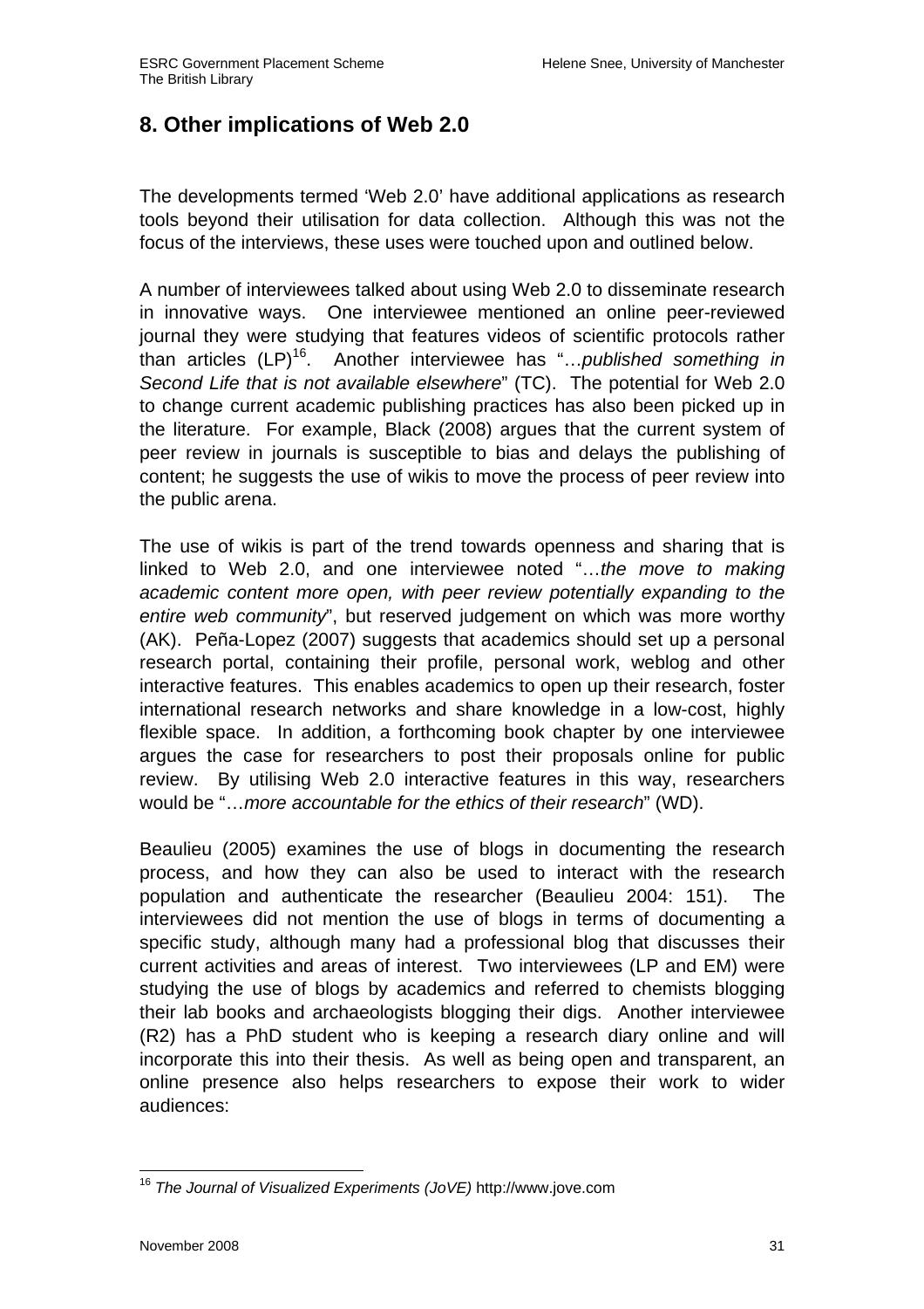## 8. Other implications of Web 2.0

The developments termed 'Web 2.0' have additional applications as research tools beyond their utilisation for data collection. Although this was not the focus of the interviews, these uses were touched upon and outlined below.

A number of interviewees talked about using Web 2.0 to disseminate research in innovative ways. One interviewee mentioned an online peer-reviewed journal they were studying that features videos of scientific protocols rather than articles (LP)[16]. Another interviewee has "…*published something in Second Life that is not available elsewhere*" (TC). The potential for Web 2.0 to change current academic publishing practices has also been picked up in the literature. For example, Black (2008) argues that the current system of peer review in journals is susceptible to bias and delays the publishing of content; he suggests the use of wikis to move the process of peer review into the public arena.

The use of wikis is part of the trend towards openness and sharing that is linked to Web 2.0, and one interviewee noted "…*the move to making academic content more open, with peer review potentially expanding to the entire web community*", but reserved judgement on which was more worthy (AK). Peña-Lopez (2007) suggests that academics should set up a personal research portal, containing their profile, personal work, weblog and other interactive features. This enables academics to open up their research, foster international research networks and share knowledge in a low-cost, highly flexible space. In addition, a forthcoming book chapter by one interviewee argues the case for researchers to post their proposals online for public review. By utilising Web 2.0 interactive features in this way, researchers would be "…*more accountable for the ethics of their research*" (WD).

Beaulieu (2005) examines the use of blogs in documenting the research process, and how they can also be used to interact with the research population and authenticate the researcher (Beaulieu 2004: 151). The interviewees did not mention the use of blogs in terms of documenting a specific study, although many had a professional blog that discusses their current activities and areas of interest. Two interviewees (LP and EM) were studying the use of blogs by academics and referred to chemists blogging their lab books and archaeologists blogging their digs. Another interviewee (R2) has a PhD student who is keeping a research diary online and will incorporate this into their thesis. As well as being open and transparent, an online presence also helps researchers to expose their work to wider audiences:

[16] *The Journal of Visualized Experiments (JoVE)* http://www.jove.com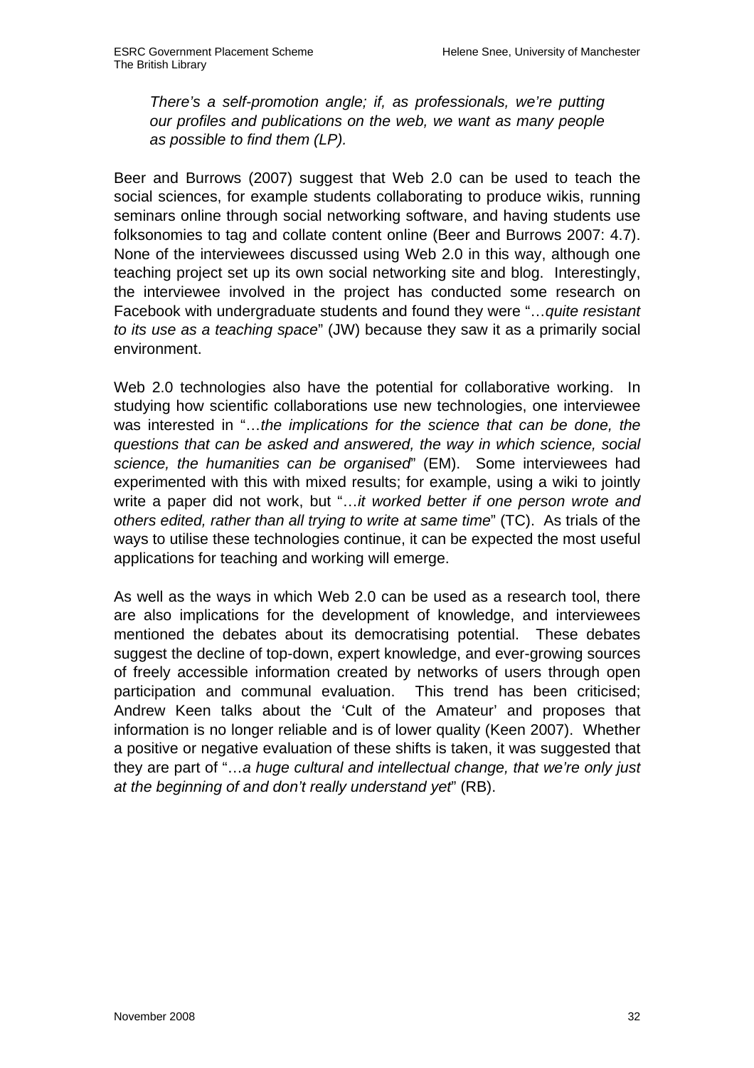*There's a self-promotion angle; if, as professionals, we're putting our profiles and publications on the web, we want as many people as possible to find them (LP).*

Beer and Burrows (2007) suggest that Web 2.0 can be used to teach the social sciences, for example students collaborating to produce wikis, running seminars online through social networking software, and having students use folksonomies to tag and collate content online (Beer and Burrows 2007: 4.7). None of the interviewees discussed using Web 2.0 in this way, although one teaching project set up its own social networking site and blog. Interestingly, the interviewee involved in the project has conducted some research on Facebook with undergraduate students and found they were "…*quite resistant to its use as a teaching space*" (JW) because they saw it as a primarily social environment.

Web 2.0 technologies also have the potential for collaborative working. In studying how scientific collaborations use new technologies, one interviewee was interested in "…*the implications for the science that can be done, the questions that can be asked and answered, the way in which science, social science, the humanities can be organised*" (EM). Some interviewees had experimented with this with mixed results; for example, using a wiki to jointly write a paper did not work, but "…*it worked better if one person wrote and others edited, rather than all trying to write at same time*" (TC). As trials of the ways to utilise these technologies continue, it can be expected the most useful applications for teaching and working will emerge.

As well as the ways in which Web 2.0 can be used as a research tool, there are also implications for the development of knowledge, and interviewees mentioned the debates about its democratising potential. These debates suggest the decline of top-down, expert knowledge, and ever-growing sources of freely accessible information created by networks of users through open participation and communal evaluation. This trend has been criticised; Andrew Keen talks about the 'Cult of the Amateur' and proposes that information is no longer reliable and is of lower quality (Keen 2007). Whether a positive or negative evaluation of these shifts is taken, it was suggested that they are part of "…*a huge cultural and intellectual change, that we're only just at the beginning of and don't really understand yet*" (RB).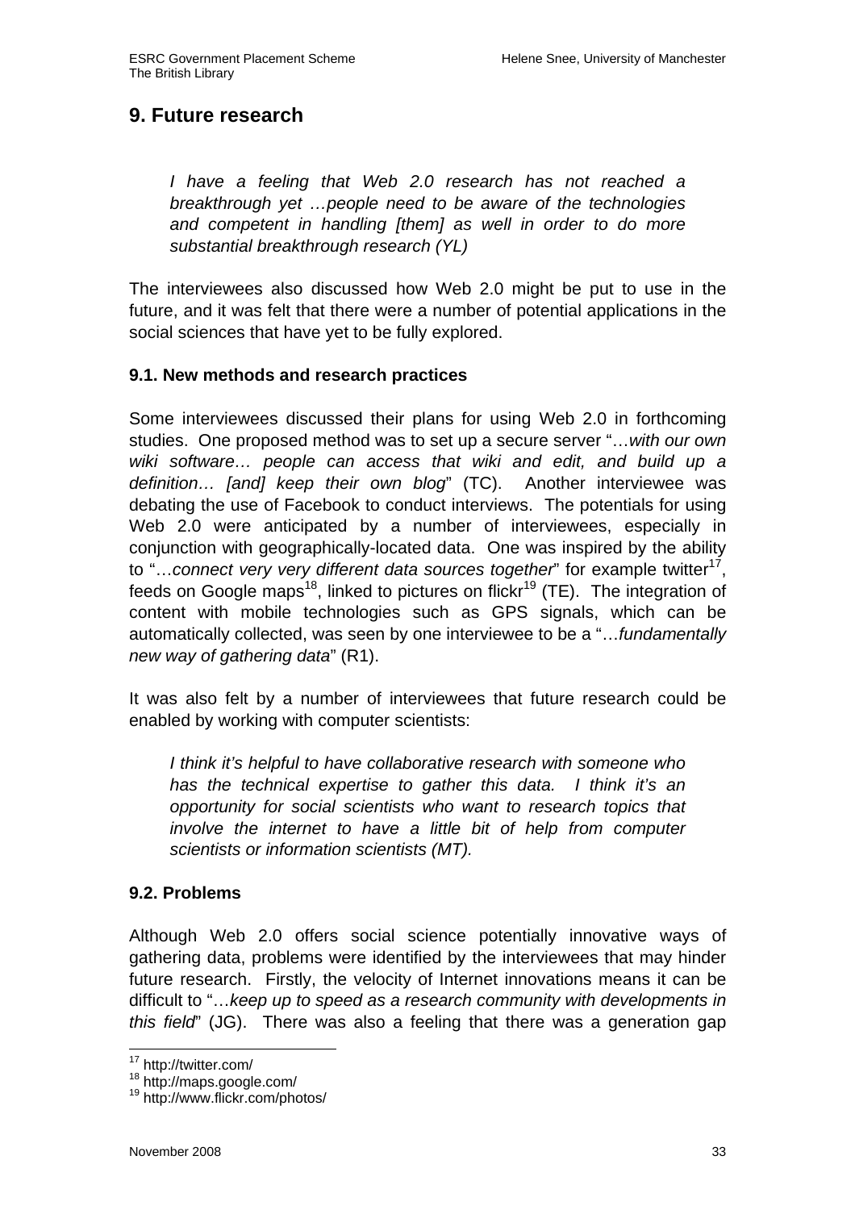## 9. Future research

> *I have a feeling that Web 2.0 research has not reached a breakthrough yet …people need to be aware of the technologies and competent in handling [them] as well in order to do more substantial breakthrough research (YL)*

The interviewees also discussed how Web 2.0 might be put to use in the future, and it was felt that there were a number of potential applications in the social sciences that have yet to be fully explored.

### 9.1. New methods and research practices

Some interviewees discussed their plans for using Web 2.0 in forthcoming studies. One proposed method was to set up a secure server "…*with our own wiki software… people can access that wiki and edit, and build up a definition… [and] keep their own blog*" (TC). Another interviewee was debating the use of Facebook to conduct interviews. The potentials for using Web 2.0 were anticipated by a number of interviewees, especially in conjunction with geographically-located data. One was inspired by the ability to "…*connect very very different data sources together*" for example twitter[17], feeds on Google maps[18], linked to pictures on flickr[19] (TE). The integration of content with mobile technologies such as GPS signals, which can be automatically collected, was seen by one interviewee to be a "…*fundamentally new way of gathering data*" (R1).

It was also felt by a number of interviewees that future research could be enabled by working with computer scientists:

> *I think it's helpful to have collaborative research with someone who has the technical expertise to gather this data. I think it's an opportunity for social scientists who want to research topics that involve the internet to have a little bit of help from computer scientists or information scientists (MT).*

### 9.2. Problems

Although Web 2.0 offers social science potentially innovative ways of gathering data, problems were identified by the interviewees that may hinder future research. Firstly, the velocity of Internet innovations means it can be difficult to "…*keep up to speed as a research community with developments in this field*" (JG). There was also a feeling that there was a generation gap

---

[17] http://twitter.com/

[18] http://maps.google.com/

[19] http://www.flickr.com/photos/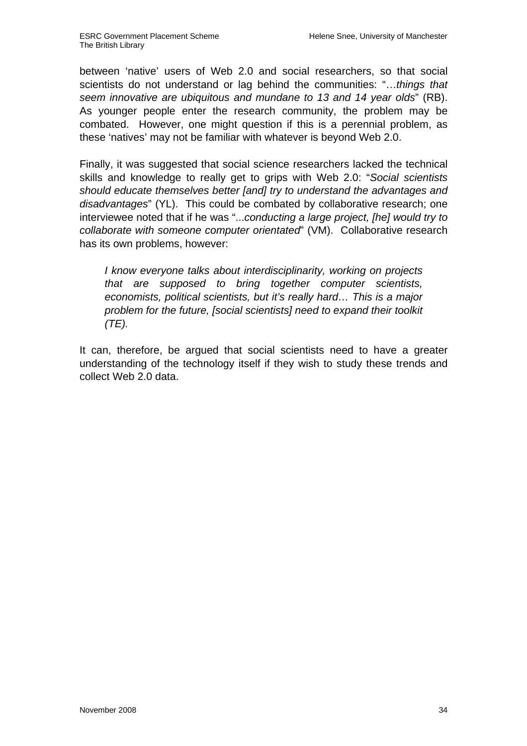between 'native' users of Web 2.0 and social researchers, so that social scientists do not understand or lag behind the communities: "…*things that seem innovative are ubiquitous and mundane to 13 and 14 year olds*" (RB). As younger people enter the research community, the problem may be combated. However, one might question if this is a perennial problem, as these 'natives' may not be familiar with whatever is beyond Web 2.0.

Finally, it was suggested that social science researchers lacked the technical skills and knowledge to really get to grips with Web 2.0: "*Social scientists should educate themselves better [and] try to understand the advantages and disadvantages*" (YL). This could be combated by collaborative research; one interviewee noted that if he was "...*conducting a large project, [he] would try to collaborate with someone computer orientated*" (VM). Collaborative research has its own problems, however:

> *I know everyone talks about interdisciplinarity, working on projects that are supposed to bring together computer scientists, economists, political scientists, but it's really hard… This is a major problem for the future, [social scientists] need to expand their toolkit (TE).*

It can, therefore, be argued that social scientists need to have a greater understanding of the technology itself if they wish to study these trends and collect Web 2.0 data.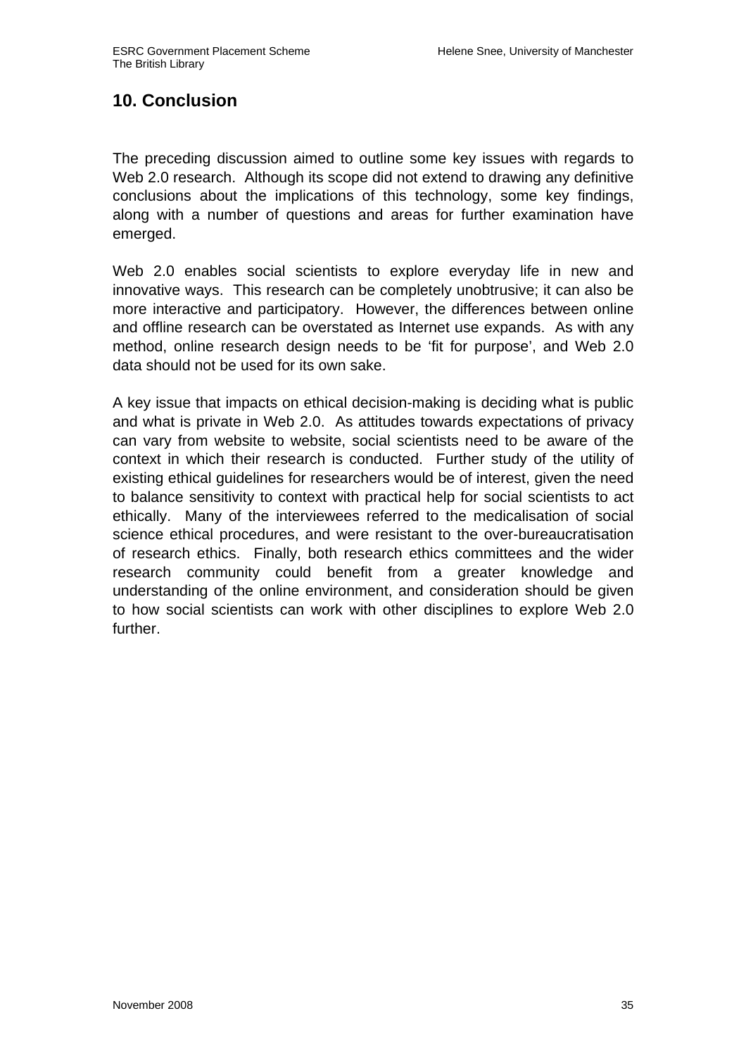## 10. Conclusion

The preceding discussion aimed to outline some key issues with regards to Web 2.0 research. Although its scope did not extend to drawing any definitive conclusions about the implications of this technology, some key findings, along with a number of questions and areas for further examination have emerged.

Web 2.0 enables social scientists to explore everyday life in new and innovative ways. This research can be completely unobtrusive; it can also be more interactive and participatory. However, the differences between online and offline research can be overstated as Internet use expands. As with any method, online research design needs to be 'fit for purpose', and Web 2.0 data should not be used for its own sake.

A key issue that impacts on ethical decision-making is deciding what is public and what is private in Web 2.0. As attitudes towards expectations of privacy can vary from website to website, social scientists need to be aware of the context in which their research is conducted. Further study of the utility of existing ethical guidelines for researchers would be of interest, given the need to balance sensitivity to context with practical help for social scientists to act ethically. Many of the interviewees referred to the medicalisation of social science ethical procedures, and were resistant to the over-bureaucratisation of research ethics. Finally, both research ethics committees and the wider research community could benefit from a greater knowledge and understanding of the online environment, and consideration should be given to how social scientists can work with other disciplines to explore Web 2.0 further.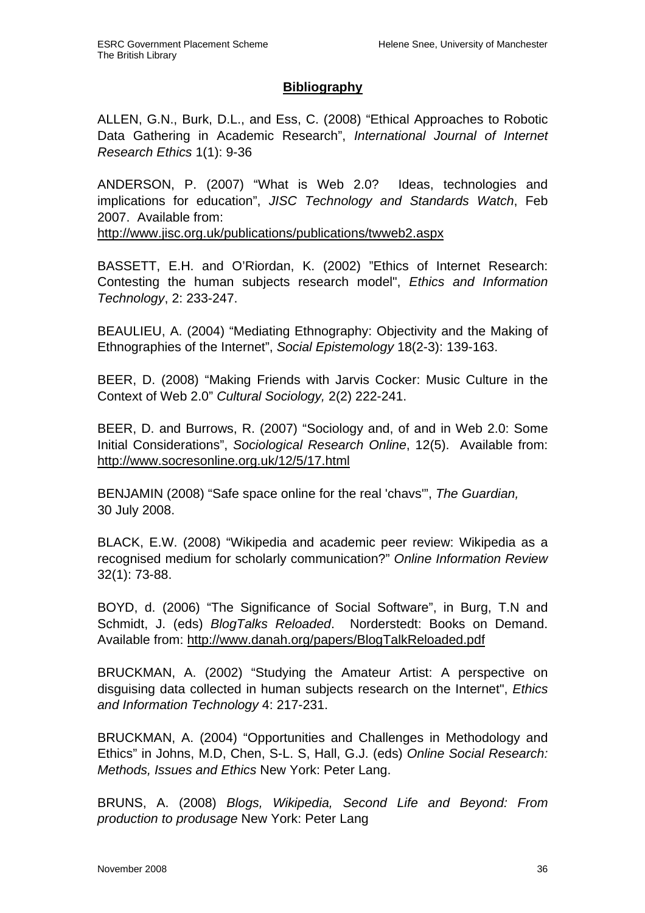## Bibliography

ALLEN, G.N., Burk, D.L., and Ess, C. (2008) "Ethical Approaches to Robotic Data Gathering in Academic Research", *International Journal of Internet Research Ethics* 1(1): 9-36

ANDERSON, P. (2007) "What is Web 2.0? Ideas, technologies and implications for education", *JISC Technology and Standards Watch*, Feb 2007. Available from: http://www.jisc.org.uk/publications/publications/twweb2.aspx

BASSETT, E.H. and O'Riordan, K. (2002) "Ethics of Internet Research: Contesting the human subjects research model", *Ethics and Information Technology*, 2: 233-247.

BEAULIEU, A. (2004) "Mediating Ethnography: Objectivity and the Making of Ethnographies of the Internet", *Social Epistemology* 18(2-3): 139-163.

BEER, D. (2008) "Making Friends with Jarvis Cocker: Music Culture in the Context of Web 2.0" *Cultural Sociology,* 2(2) 222-241.

BEER, D. and Burrows, R. (2007) "Sociology and, of and in Web 2.0: Some Initial Considerations", *Sociological Research Online*, 12(5). Available from: http://www.socresonline.org.uk/12/5/17.html

BENJAMIN (2008) "Safe space online for the real 'chavs'", *The Guardian,* 30 July 2008.

BLACK, E.W. (2008) "Wikipedia and academic peer review: Wikipedia as a recognised medium for scholarly communication?" *Online Information Review* 32(1): 73-88.

BOYD, d. (2006) "The Significance of Social Software", in Burg, T.N and Schmidt, J. (eds) *BlogTalks Reloaded*. Norderstedt: Books on Demand. Available from: http://www.danah.org/papers/BlogTalkReloaded.pdf

BRUCKMAN, A. (2002) "Studying the Amateur Artist: A perspective on disguising data collected in human subjects research on the Internet", *Ethics and Information Technology* 4: 217-231.

BRUCKMAN, A. (2004) "Opportunities and Challenges in Methodology and Ethics" in Johns, M.D, Chen, S-L. S, Hall, G.J. (eds) *Online Social Research: Methods, Issues and Ethics* New York: Peter Lang.

BRUNS, A. (2008) *Blogs, Wikipedia, Second Life and Beyond: From production to produsage* New York: Peter Lang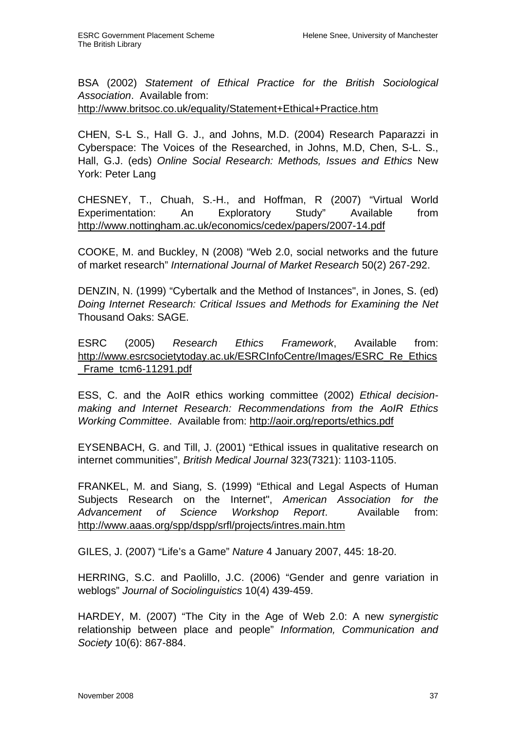BSA (2002) *Statement of Ethical Practice for the British Sociological Association*. Available from: http://www.britsoc.co.uk/equality/Statement+Ethical+Practice.htm

CHEN, S-L S., Hall G. J., and Johns, M.D. (2004) Research Paparazzi in Cyberspace: The Voices of the Researched, in Johns, M.D, Chen, S-L. S., Hall, G.J. (eds) *Online Social Research: Methods, Issues and Ethics* New York: Peter Lang

CHESNEY, T., Chuah, S.-H., and Hoffman, R (2007) "Virtual World Experimentation: An Exploratory Study" Available from http://www.nottingham.ac.uk/economics/cedex/papers/2007-14.pdf

COOKE, M. and Buckley, N (2008) "Web 2.0, social networks and the future of market research" *International Journal of Market Research* 50(2) 267-292.

DENZIN, N. (1999) "Cybertalk and the Method of Instances", in Jones, S. (ed) *Doing Internet Research: Critical Issues and Methods for Examining the Net* Thousand Oaks: SAGE.

ESRC (2005) *Research Ethics Framework*, Available from: http://www.esrcsocietytoday.ac.uk/ESRCInfoCentre/Images/ESRC_Re_Ethics_Frame_tcm6-11291.pdf

ESS, C. and the AoIR ethics working committee (2002) *Ethical decision-making and Internet Research: Recommendations from the AoIR Ethics Working Committee*. Available from: http://aoir.org/reports/ethics.pdf

EYSENBACH, G. and Till, J. (2001) "Ethical issues in qualitative research on internet communities", *British Medical Journal* 323(7321): 1103-1105.

FRANKEL, M. and Siang, S. (1999) "Ethical and Legal Aspects of Human Subjects Research on the Internet", *American Association for the Advancement of Science Workshop Report*. Available from: http://www.aaas.org/spp/dspp/srfl/projects/intres.main.htm

GILES, J. (2007) "Life's a Game" *Nature* 4 January 2007, 445: 18-20.

HERRING, S.C. and Paolillo, J.C. (2006) "Gender and genre variation in weblogs" *Journal of Sociolinguistics* 10(4) 439-459.

HARDEY, M. (2007) "The City in the Age of Web 2.0: A new *synergistic* relationship between place and people" *Information, Communication and Society* 10(6): 867-884.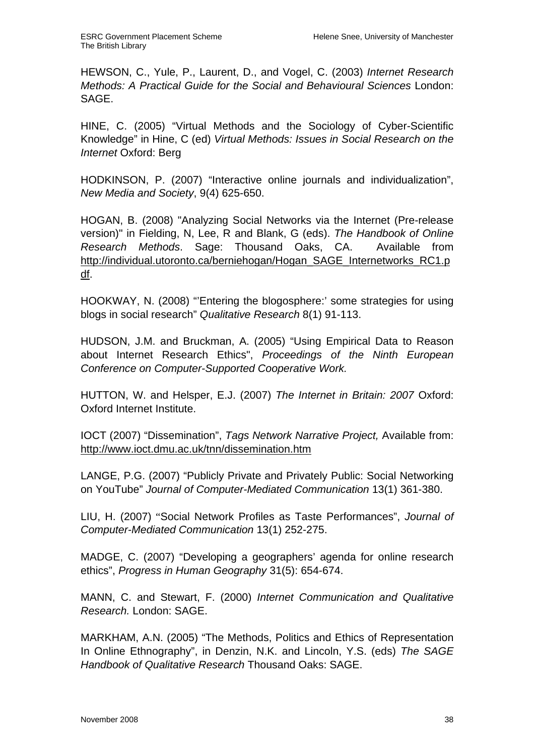HEWSON, C., Yule, P., Laurent, D., and Vogel, C. (2003) *Internet Research Methods: A Practical Guide for the Social and Behavioural Sciences* London: SAGE.

HINE, C. (2005) "Virtual Methods and the Sociology of Cyber-Scientific Knowledge" in Hine, C (ed) *Virtual Methods: Issues in Social Research on the Internet* Oxford: Berg

HODKINSON, P. (2007) "Interactive online journals and individualization", *New Media and Society*, 9(4) 625-650.

HOGAN, B. (2008) "Analyzing Social Networks via the Internet (Pre-release version)" in Fielding, N, Lee, R and Blank, G (eds). *The Handbook of Online Research Methods*. Sage: Thousand Oaks, CA. Available from http://individual.utoronto.ca/berniehogan/Hogan_SAGE_Internetworks_RC1.pdf.

HOOKWAY, N. (2008) "'Entering the blogosphere:' some strategies for using blogs in social research" *Qualitative Research* 8(1) 91-113.

HUDSON, J.M. and Bruckman, A. (2005) "Using Empirical Data to Reason about Internet Research Ethics", *Proceedings of the Ninth European Conference on Computer-Supported Cooperative Work.*

HUTTON, W. and Helsper, E.J. (2007) *The Internet in Britain: 2007* Oxford: Oxford Internet Institute.

IOCT (2007) "Dissemination", *Tags Network Narrative Project,* Available from: http://www.ioct.dmu.ac.uk/tnn/dissemination.htm

LANGE, P.G. (2007) "Publicly Private and Privately Public: Social Networking on YouTube" *Journal of Computer-Mediated Communication* 13(1) 361-380.

LIU, H. (2007) "Social Network Profiles as Taste Performances", *Journal of Computer-Mediated Communication* 13(1) 252-275.

MADGE, C. (2007) "Developing a geographers' agenda for online research ethics", *Progress in Human Geography* 31(5): 654-674.

MANN, C. and Stewart, F. (2000) *Internet Communication and Qualitative Research.* London: SAGE.

MARKHAM, A.N. (2005) "The Methods, Politics and Ethics of Representation In Online Ethnography", in Denzin, N.K. and Lincoln, Y.S. (eds) *The SAGE Handbook of Qualitative Research* Thousand Oaks: SAGE.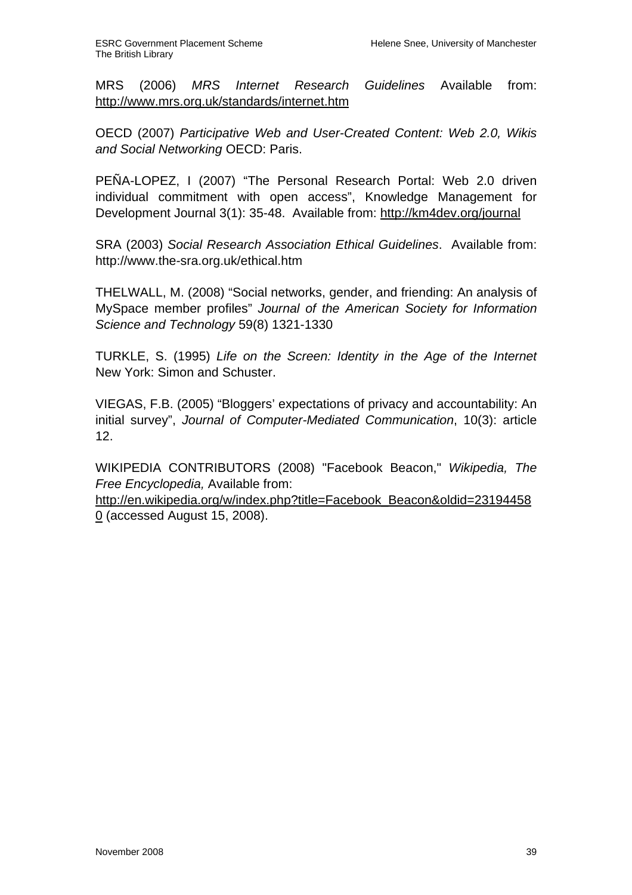MRS (2006) *MRS Internet Research Guidelines* Available from: http://www.mrs.org.uk/standards/internet.htm

OECD (2007) *Participative Web and User-Created Content: Web 2.0, Wikis and Social Networking* OECD: Paris.

PEÑA-LOPEZ, I (2007) "The Personal Research Portal: Web 2.0 driven individual commitment with open access", Knowledge Management for Development Journal 3(1): 35-48. Available from: http://km4dev.org/journal

SRA (2003) *Social Research Association Ethical Guidelines*. Available from: http://www.the-sra.org.uk/ethical.htm

THELWALL, M. (2008) "Social networks, gender, and friending: An analysis of MySpace member profiles" *Journal of the American Society for Information Science and Technology* 59(8) 1321-1330

TURKLE, S. (1995) *Life on the Screen: Identity in the Age of the Internet* New York: Simon and Schuster.

VIEGAS, F.B. (2005) "Bloggers' expectations of privacy and accountability: An initial survey", *Journal of Computer-Mediated Communication*, 10(3): article 12.

WIKIPEDIA CONTRIBUTORS (2008) "Facebook Beacon," *Wikipedia, The Free Encyclopedia,* Available from: http://en.wikipedia.org/w/index.php?title=Facebook_Beacon&oldid=231944580 (accessed August 15, 2008).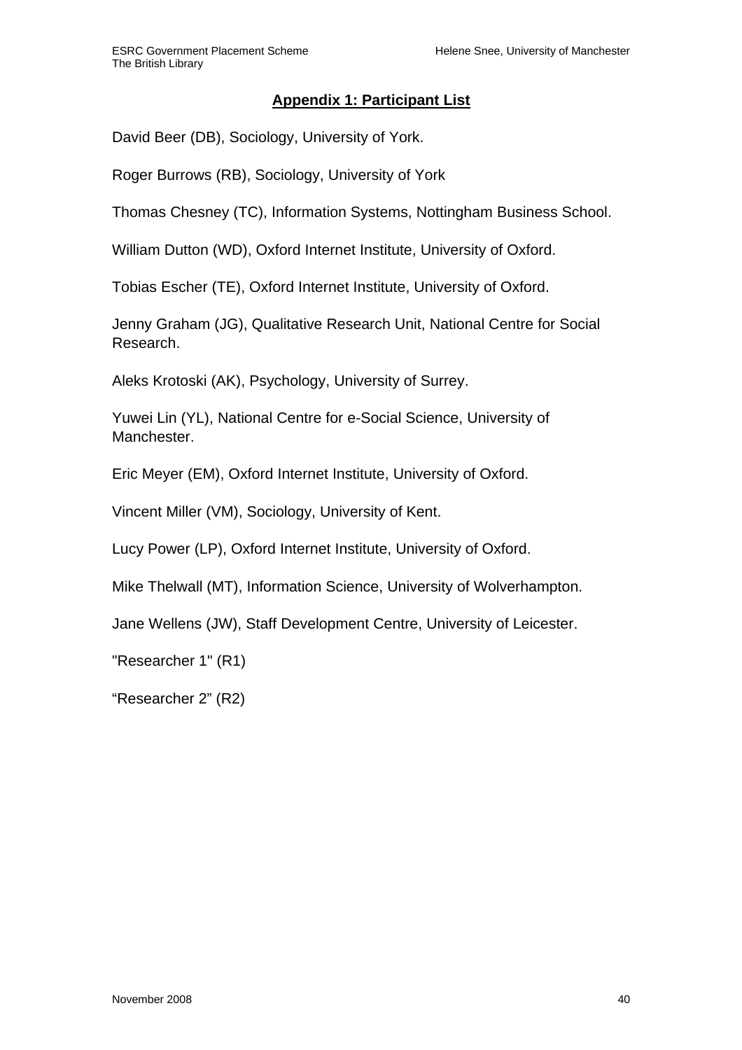## Appendix 1: Participant List

David Beer (DB), Sociology, University of York.

Roger Burrows (RB), Sociology, University of York

Thomas Chesney (TC), Information Systems, Nottingham Business School.

William Dutton (WD), Oxford Internet Institute, University of Oxford.

Tobias Escher (TE), Oxford Internet Institute, University of Oxford.

Jenny Graham (JG), Qualitative Research Unit, National Centre for Social Research.

Aleks Krotoski (AK), Psychology, University of Surrey.

Yuwei Lin (YL), National Centre for e-Social Science, University of Manchester.

Eric Meyer (EM), Oxford Internet Institute, University of Oxford.

Vincent Miller (VM), Sociology, University of Kent.

Lucy Power (LP), Oxford Internet Institute, University of Oxford.

Mike Thelwall (MT), Information Science, University of Wolverhampton.

Jane Wellens (JW), Staff Development Centre, University of Leicester.

"Researcher 1" (R1)

“Researcher 2” (R2)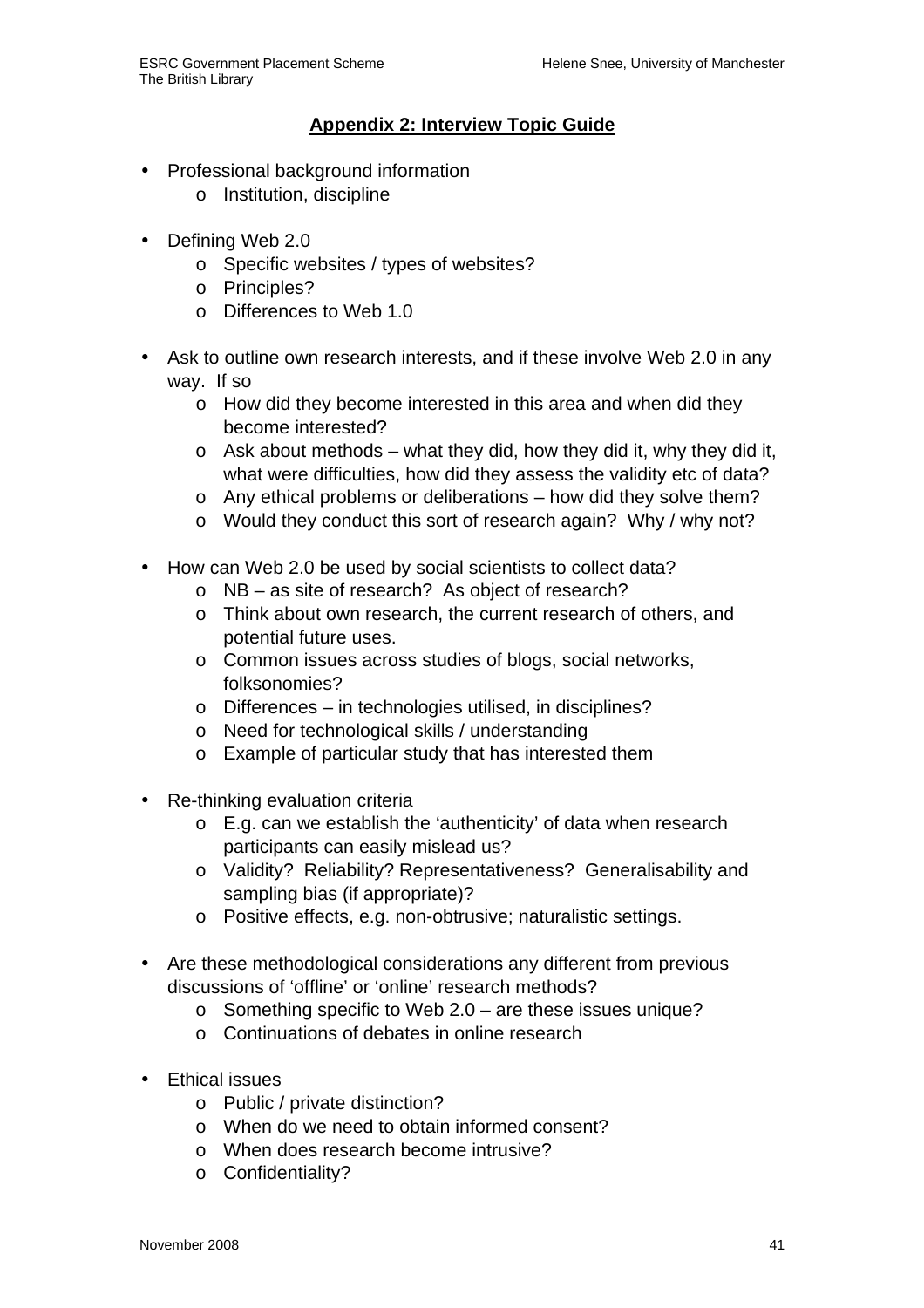## Appendix 2: Interview Topic Guide

- Professional background information
  - Institution, discipline

- Defining Web 2.0
  - Specific websites / types of websites?
  - Principles?
  - Differences to Web 1.0

- Ask to outline own research interests, and if these involve Web 2.0 in any way. If so
  - How did they become interested in this area and when did they become interested?
  - Ask about methods – what they did, how they did it, why they did it, what were difficulties, how did they assess the validity etc of data?
  - Any ethical problems or deliberations – how did they solve them?
  - Would they conduct this sort of research again? Why / why not?

- How can Web 2.0 be used by social scientists to collect data?
  - NB – as site of research? As object of research?
  - Think about own research, the current research of others, and potential future uses.
  - Common issues across studies of blogs, social networks, folksonomies?
  - Differences – in technologies utilised, in disciplines?
  - Need for technological skills / understanding
  - Example of particular study that has interested them

- Re-thinking evaluation criteria
  - E.g. can we establish the 'authenticity' of data when research participants can easily mislead us?
  - Validity? Reliability? Representativeness? Generalisability and sampling bias (if appropriate)?
  - Positive effects, e.g. non-obtrusive; naturalistic settings.

- Are these methodological considerations any different from previous discussions of 'offline' or 'online' research methods?
  - Something specific to Web 2.0 – are these issues unique?
  - Continuations of debates in online research

- Ethical issues
  - Public / private distinction?
  - When do we need to obtain informed consent?
  - When does research become intrusive?
  - Confidentiality?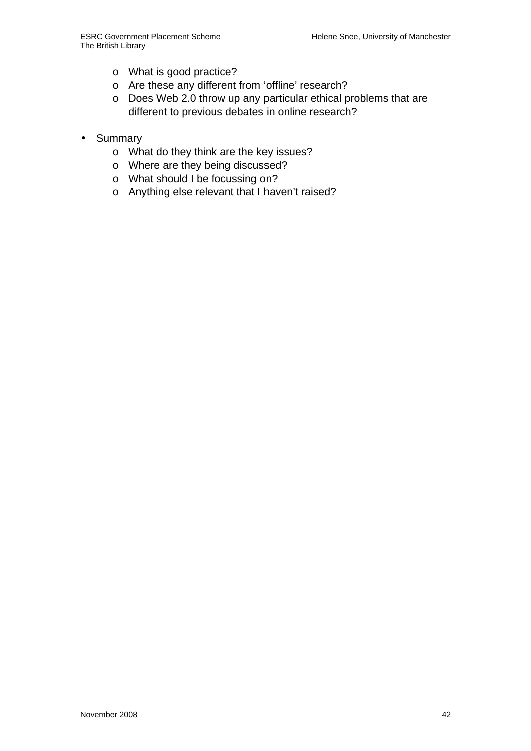- What is good practice?
    - Are these any different from ‘offline’ research?
    - Does Web 2.0 throw up any particular ethical problems that are different to previous debates in online research?

- Summary
    - What do they think are the key issues?
    - Where are they being discussed?
    - What should I be focussing on?
    - Anything else relevant that I haven’t raised?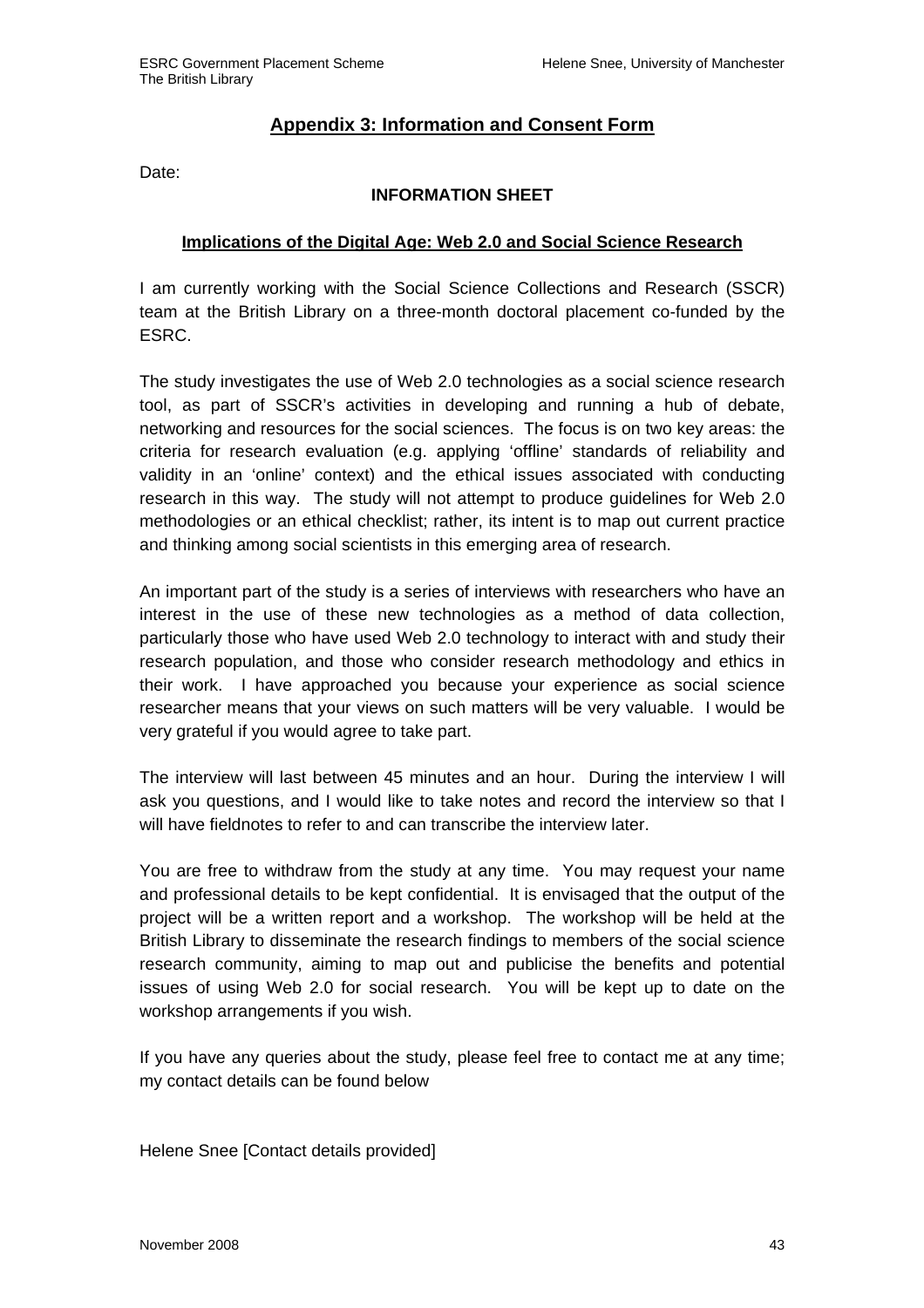## Appendix 3: Information and Consent Form

Date:

**INFORMATION SHEET**

**Implications of the Digital Age: Web 2.0 and Social Science Research**

I am currently working with the Social Science Collections and Research (SSCR) team at the British Library on a three-month doctoral placement co-funded by the ESRC.

The study investigates the use of Web 2.0 technologies as a social science research tool, as part of SSCR's activities in developing and running a hub of debate, networking and resources for the social sciences. The focus is on two key areas: the criteria for research evaluation (e.g. applying 'offline' standards of reliability and validity in an 'online' context) and the ethical issues associated with conducting research in this way. The study will not attempt to produce guidelines for Web 2.0 methodologies or an ethical checklist; rather, its intent is to map out current practice and thinking among social scientists in this emerging area of research.

An important part of the study is a series of interviews with researchers who have an interest in the use of these new technologies as a method of data collection, particularly those who have used Web 2.0 technology to interact with and study their research population, and those who consider research methodology and ethics in their work. I have approached you because your experience as social science researcher means that your views on such matters will be very valuable. I would be very grateful if you would agree to take part.

The interview will last between 45 minutes and an hour. During the interview I will ask you questions, and I would like to take notes and record the interview so that I will have fieldnotes to refer to and can transcribe the interview later.

You are free to withdraw from the study at any time. You may request your name and professional details to be kept confidential. It is envisaged that the output of the project will be a written report and a workshop. The workshop will be held at the British Library to disseminate the research findings to members of the social science research community, aiming to map out and publicise the benefits and potential issues of using Web 2.0 for social research. You will be kept up to date on the workshop arrangements if you wish.

If you have any queries about the study, please feel free to contact me at any time; my contact details can be found below

Helene Snee [Contact details provided]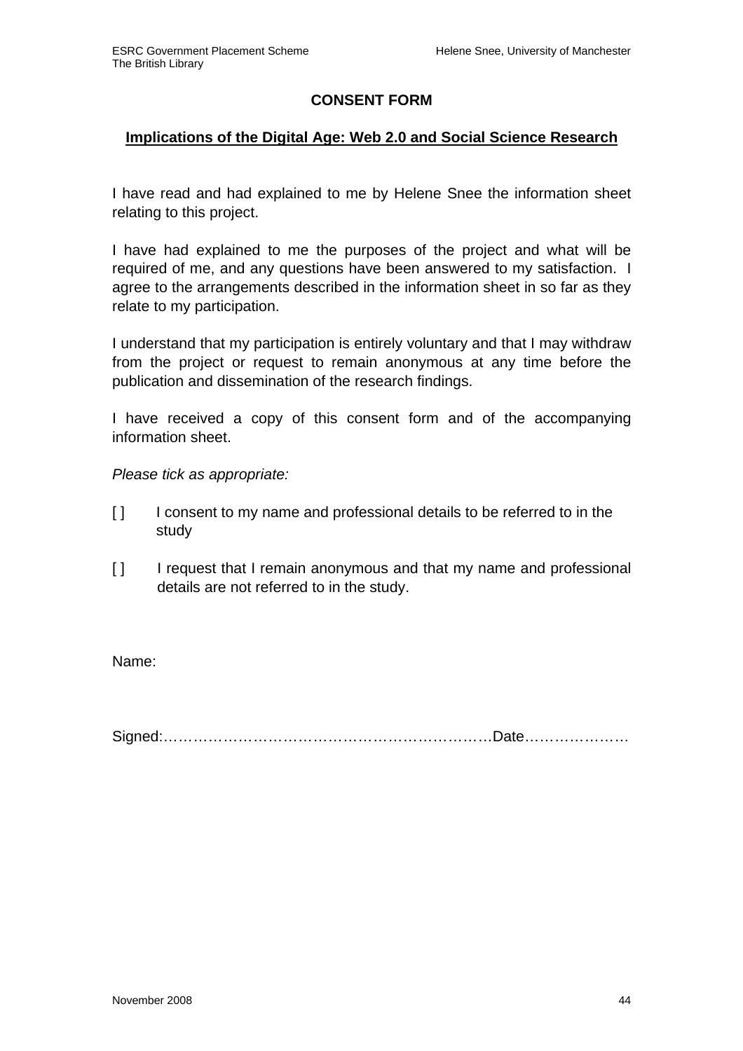# CONSENT FORM

## Implications of the Digital Age: Web 2.0 and Social Science Research

I have read and had explained to me by Helene Snee the information sheet relating to this project.

I have had explained to me the purposes of the project and what will be required of me, and any questions have been answered to my satisfaction. I agree to the arrangements described in the information sheet in so far as they relate to my participation.

I understand that my participation is entirely voluntary and that I may withdraw from the project or request to remain anonymous at any time before the publication and dissemination of the research findings.

I have received a copy of this consent form and of the accompanying information sheet.

*Please tick as appropriate:*

[ ] I consent to my name and professional details to be referred to in the study

[ ] I request that I remain anonymous and that my name and professional details are not referred to in the study.

Name:

Signed:…………………………………………………………Date…………………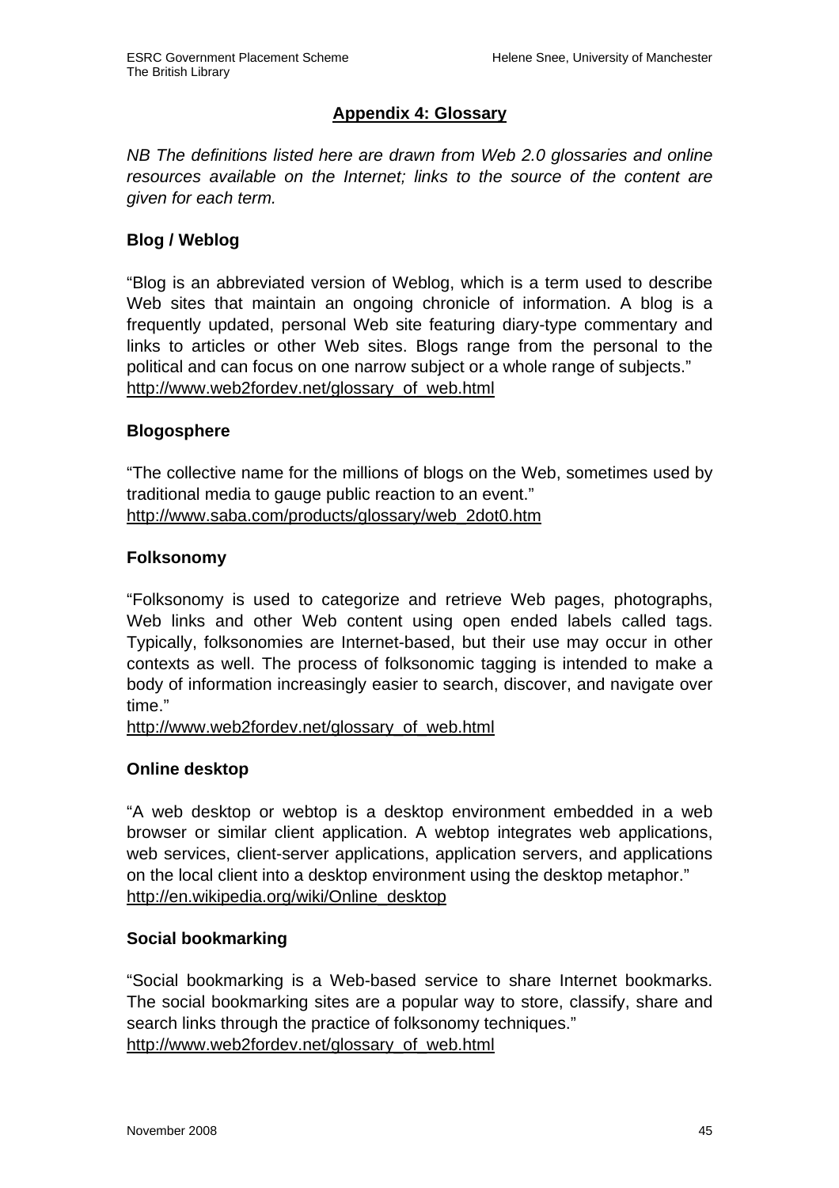## Appendix 4: Glossary

*NB The definitions listed here are drawn from Web 2.0 glossaries and online resources available on the Internet; links to the source of the content are given for each term.*

**Blog / Weblog**

"Blog is an abbreviated version of Weblog, which is a term used to describe Web sites that maintain an ongoing chronicle of information. A blog is a frequently updated, personal Web site featuring diary-type commentary and links to articles or other Web sites. Blogs range from the personal to the political and can focus on one narrow subject or a whole range of subjects."
http://www.web2fordev.net/glossary_of_web.html

**Blogosphere**

"The collective name for the millions of blogs on the Web, sometimes used by traditional media to gauge public reaction to an event."
http://www.saba.com/products/glossary/web_2dot0.htm

**Folksonomy**

"Folksonomy is used to categorize and retrieve Web pages, photographs, Web links and other Web content using open ended labels called tags. Typically, folksonomies are Internet-based, but their use may occur in other contexts as well. The process of folksonomic tagging is intended to make a body of information increasingly easier to search, discover, and navigate over time."
http://www.web2fordev.net/glossary_of_web.html

**Online desktop**

"A web desktop or webtop is a desktop environment embedded in a web browser or similar client application. A webtop integrates web applications, web services, client-server applications, application servers, and applications on the local client into a desktop environment using the desktop metaphor."
http://en.wikipedia.org/wiki/Online_desktop

**Social bookmarking**

"Social bookmarking is a Web-based service to share Internet bookmarks. The social bookmarking sites are a popular way to store, classify, share and search links through the practice of folksonomy techniques."
http://www.web2fordev.net/glossary_of_web.html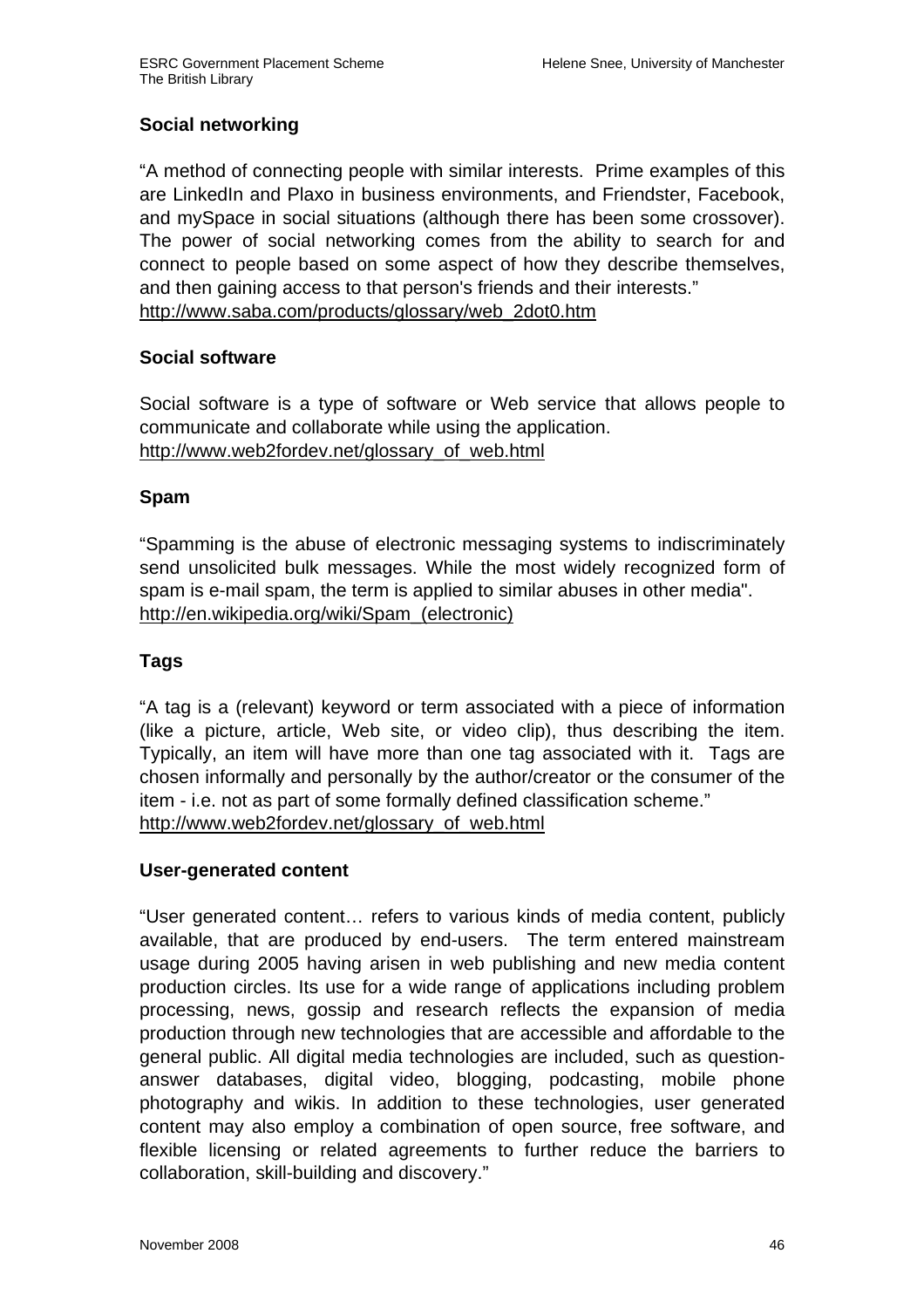**Social networking**

“A method of connecting people with similar interests. Prime examples of this are LinkedIn and Plaxo in business environments, and Friendster, Facebook, and mySpace in social situations (although there has been some crossover). The power of social networking comes from the ability to search for and connect to people based on some aspect of how they describe themselves, and then gaining access to that person's friends and their interests.”
http://www.saba.com/products/glossary/web_2dot0.htm

**Social software**

Social software is a type of software or Web service that allows people to communicate and collaborate while using the application.
http://www.web2fordev.net/glossary_of_web.html

**Spam**

“Spamming is the abuse of electronic messaging systems to indiscriminately send unsolicited bulk messages. While the most widely recognized form of spam is e-mail spam, the term is applied to similar abuses in other media".
http://en.wikipedia.org/wiki/Spam_(electronic)

**Tags**

“A tag is a (relevant) keyword or term associated with a piece of information (like a picture, article, Web site, or video clip), thus describing the item. Typically, an item will have more than one tag associated with it. Tags are chosen informally and personally by the author/creator or the consumer of the item - i.e. not as part of some formally defined classification scheme.”
http://www.web2fordev.net/glossary_of_web.html

**User-generated content**

“User generated content… refers to various kinds of media content, publicly available, that are produced by end-users. The term entered mainstream usage during 2005 having arisen in web publishing and new media content production circles. Its use for a wide range of applications including problem processing, news, gossip and research reflects the expansion of media production through new technologies that are accessible and affordable to the general public. All digital media technologies are included, such as question-answer databases, digital video, blogging, podcasting, mobile phone photography and wikis. In addition to these technologies, user generated content may also employ a combination of open source, free software, and flexible licensing or related agreements to further reduce the barriers to collaboration, skill-building and discovery.”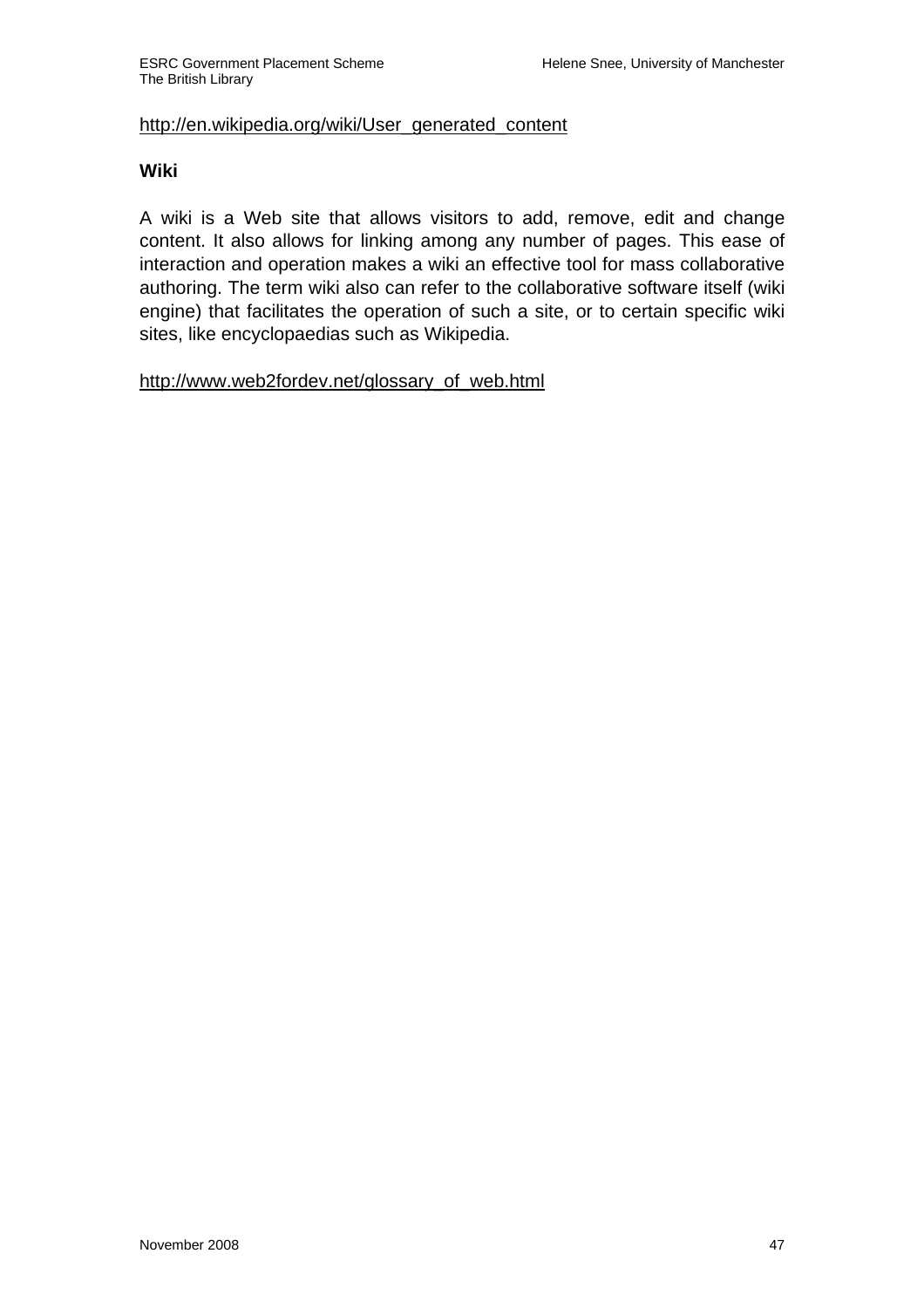http://en.wikipedia.org/wiki/User_generated_content

**Wiki**

A wiki is a Web site that allows visitors to add, remove, edit and change content. It also allows for linking among any number of pages. This ease of interaction and operation makes a wiki an effective tool for mass collaborative authoring. The term wiki also can refer to the collaborative software itself (wiki engine) that facilitates the operation of such a site, or to certain specific wiki sites, like encyclopaedias such as Wikipedia.

http://www.web2fordev.net/glossary_of_web.html